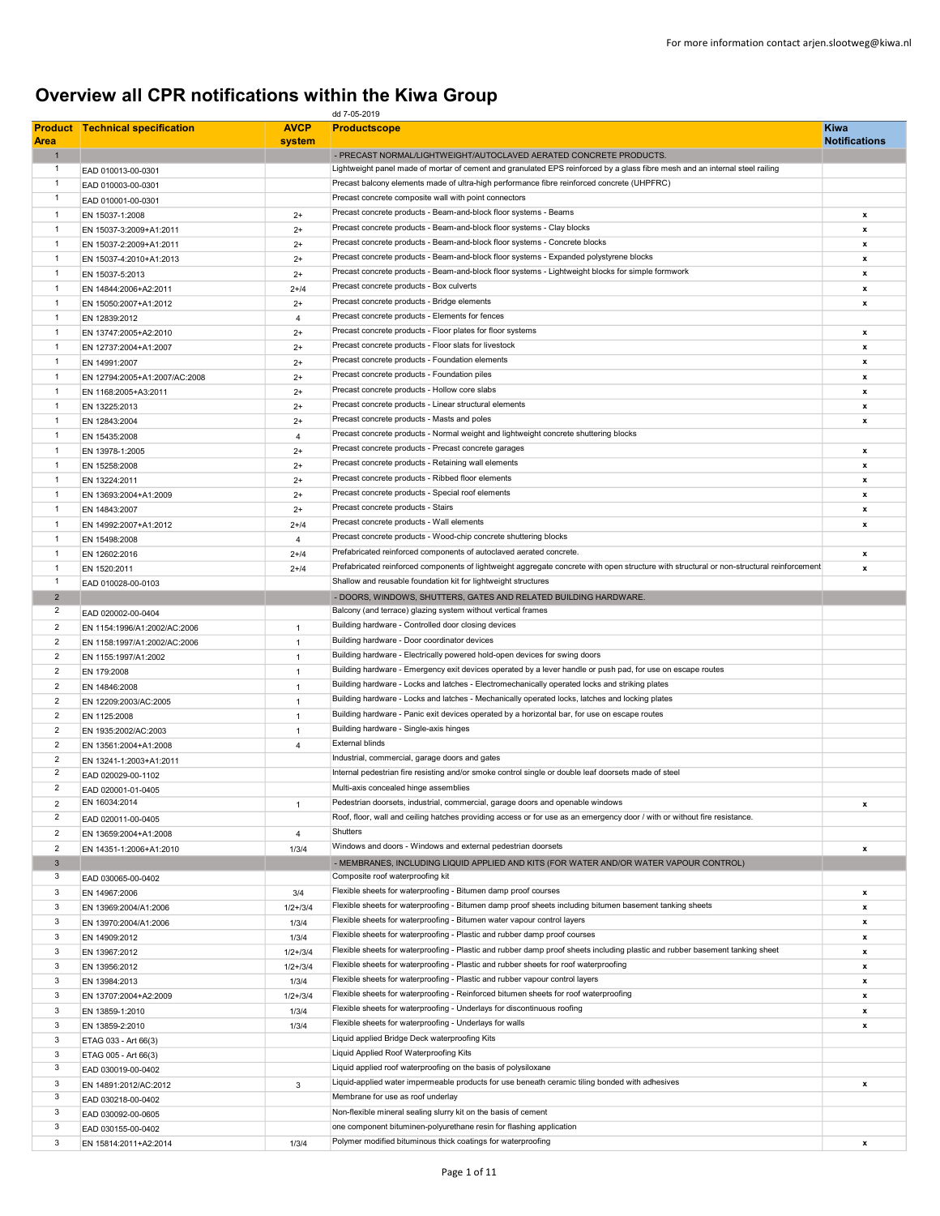For more information contact arjen.slootweg@kiwa.nl

# Overview all CPR notifications within the Kiwa Group

dd 7-05-2019

| Product Area | Technical specification | AVCP system | Productscope | Kiwa Notifications |
|---|---|---|---|---|
| 1 | | | - PRECAST NORMAL/LIGHTWEIGHT/AUTOCLAVED AERATED CONCRETE PRODUCTS. | |
| 1 | EAD 010013-00-0301 | | Lightweight panel made of mortar of cement and granulated EPS reinforced by a glass fibre mesh and an internal steel railing | |
| 1 | EAD 010003-00-0301 | | Precast balcony elements made of ultra-high performance fibre reinforced concrete (UHPFRC) | |
| 1 | EAD 010001-00-0301 | | Precast concrete composite wall with point connectors | |
| 1 | EN 15037-1:2008 | 2+ | Precast concrete products - Beam-and-block floor systems - Beams | x |
| 1 | EN 15037-3:2009+A1:2011 | 2+ | Precast concrete products - Beam-and-block floor systems - Clay blocks | x |
| 1 | EN 15037-2:2009+A1:2011 | 2+ | Precast concrete products - Beam-and-block floor systems - Concrete blocks | x |
| 1 | EN 15037-4:2010+A1:2013 | 2+ | Precast concrete products - Beam-and-block floor systems - Expanded polystyrene blocks | x |
| 1 | EN 15037-5:2013 | 2+ | Precast concrete products - Beam-and-block floor systems - Lightweight blocks for simple formwork | x |
| 1 | EN 14844:2006+A2:2011 | 2+/4 | Precast concrete products - Box culverts | x |
| 1 | EN 15050:2007+A1:2012 | 2+ | Precast concrete products - Bridge elements | x |
| 1 | EN 12839:2012 | 4 | Precast concrete products - Elements for fences | |
| 1 | EN 13747:2005+A2:2010 | 2+ | Precast concrete products - Floor plates for floor systems | x |
| 1 | EN 12737:2004+A1:2007 | 2+ | Precast concrete products - Floor slats for livestock | x |
| 1 | EN 14991:2007 | 2+ | Precast concrete products - Foundation elements | x |
| 1 | EN 12794:2005+A1:2007/AC:2008 | 2+ | Precast concrete products - Foundation piles | x |
| 1 | EN 1168:2005+A3:2011 | 2+ | Precast concrete products - Hollow core slabs | x |
| 1 | EN 13225:2013 | 2+ | Precast concrete products - Linear structural elements | x |
| 1 | EN 12843:2004 | 2+ | Precast concrete products - Masts and poles | x |
| 1 | EN 15435:2008 | 4 | Precast concrete products - Normal weight and lightweight concrete shuttering blocks | |
| 1 | EN 13978-1:2005 | 2+ | Precast concrete products - Precast concrete garages | x |
| 1 | EN 15258:2008 | 2+ | Precast concrete products - Retaining wall elements | x |
| 1 | EN 13224:2011 | 2+ | Precast concrete products - Ribbed floor elements | x |
| 1 | EN 13693:2004+A1:2009 | 2+ | Precast concrete products - Special roof elements | x |
| 1 | EN 14843:2007 | 2+ | Precast concrete products - Stairs | x |
| 1 | EN 14992:2007+A1:2012 | 2+/4 | Precast concrete products - Wall elements | x |
| 1 | EN 15498:2008 | 4 | Precast concrete products - Wood-chip concrete shuttering blocks | |
| 1 | EN 12602:2016 | 2+/4 | Prefabricated reinforced components of autoclaved aerated concrete. | x |
| 1 | EN 1520:2011 | 2+/4 | Prefabricated reinforced components of lightweight aggregate concrete with open structure with structural or non-structural reinforcement | x |
| 1 | EAD 010028-00-0103 | | Shallow and reusable foundation kit for lightweight structures | |
| 2 | | | - DOORS, WINDOWS, SHUTTERS, GATES AND RELATED BUILDING HARDWARE. | |
| 2 | EAD 020002-00-0404 | | Balcony (and terrace) glazing system without vertical frames | |
| 2 | EN 1154:1996/A1:2002/AC:2006 | 1 | Building hardware - Controlled door closing devices | |
| 2 | EN 1158:1997/A1:2002/AC:2006 | 1 | Building hardware - Door coordinator devices | |
| 2 | EN 1155:1997/A1:2002 | 1 | Building hardware - Electrically powered hold-open devices for swing doors | |
| 2 | EN 179:2008 | 1 | Building hardware - Emergency exit devices operated by a lever handle or push pad, for use on escape routes | |
| 2 | EN 14846:2008 | 1 | Building hardware - Locks and latches - Electromechanically operated locks and striking plates | |
| 2 | EN 12209:2003/AC:2005 | 1 | Building hardware - Locks and latches - Mechanically operated locks, latches and locking plates | |
| 2 | EN 1125:2008 | 1 | Building hardware - Panic exit devices operated by a horizontal bar, for use on escape routes | |
| 2 | EN 1935:2002/AC:2003 | 1 | Building hardware - Single-axis hinges | |
| 2 | EN 13561:2004+A1:2008 | 4 | External blinds | |
| 2 | EN 13241-1:2003+A1:2011 | | Industrial, commercial, garage doors and gates | |
| 2 | EAD 020029-00-1102 | | Internal pedestrian fire resisting and/or smoke control single or double leaf doorsets made of steel | |
| 2 | EAD 020001-01-0405 | | Multi-axis concealed hinge assemblies | |
| 2 | EN 16034:2014 | 1 | Pedestrian doorsets, industrial, commercial, garage doors and openable windows | x |
| 2 | EAD 020011-00-0405 | | Roof, floor, wall and ceiling hatches providing access or for use as an emergency door / with or without fire resistance. | |
| 2 | EN 13659:2004+A1:2008 | 4 | Shutters | |
| 2 | EN 14351-1:2006+A1:2010 | 1/3/4 | Windows and doors - Windows and external pedestrian doorsets | x |
| 3 | | | - MEMBRANES, INCLUDING LIQUID APPLIED AND KITS (FOR WATER AND/OR WATER VAPOUR CONTROL) | |
| 3 | EAD 030065-00-0402 | | Composite roof waterproofing kit | |
| 3 | EN 14967:2006 | 3/4 | Flexible sheets for waterproofing - Bitumen damp proof courses | x |
| 3 | EN 13969:2004/A1:2006 | 1/2+/3/4 | Flexible sheets for waterproofing - Bitumen damp proof sheets including bitumen basement tanking sheets | x |
| 3 | EN 13970:2004/A1:2006 | 1/3/4 | Flexible sheets for waterproofing - Bitumen water vapour control layers | x |
| 3 | EN 14909:2012 | 1/3/4 | Flexible sheets for waterproofing - Plastic and rubber damp proof courses | x |
| 3 | EN 13967:2012 | 1/2+/3/4 | Flexible sheets for waterproofing - Plastic and rubber damp proof sheets including plastic and rubber basement tanking sheet | x |
| 3 | EN 13956:2012 | 1/2+/3/4 | Flexible sheets for waterproofing - Plastic and rubber sheets for roof waterproofing | x |
| 3 | EN 13984:2013 | 1/3/4 | Flexible sheets for waterproofing - Plastic and rubber vapour control layers | x |
| 3 | EN 13707:2004+A2:2009 | 1/2+/3/4 | Flexible sheets for waterproofing - Reinforced bitumen sheets for roof waterproofing | x |
| 3 | EN 13859-1:2010 | 1/3/4 | Flexible sheets for waterproofing - Underlays for discontinuous roofing | x |
| 3 | EN 13859-2:2010 | 1/3/4 | Flexible sheets for waterproofing - Underlays for walls | x |
| 3 | ETAG 033 - Art 66(3) | | Liquid applied Bridge Deck waterproofing Kits | |
| 3 | ETAG 005 - Art 66(3) | | Liquid Applied Roof Waterproofing Kits | |
| 3 | EAD 030019-00-0402 | | Liquid applied roof waterproofing on the basis of polysiloxane | |
| 3 | EN 14891:2012/AC:2012 | 3 | Liquid-applied water impermeable products for use beneath ceramic tiling bonded with adhesives | x |
| 3 | EAD 030218-00-0402 | | Membrane for use as roof underlay | |
| 3 | EAD 030092-00-0605 | | Non-flexible mineral sealing slurry kit on the basis of cement | |
| 3 | EAD 030155-00-0402 | | one component bituminen-polyurethane resin for flashing application | |
| 3 | EN 15814:2011+A2:2014 | 1/3/4 | Polymer modified bituminous thick coatings for waterproofing | x |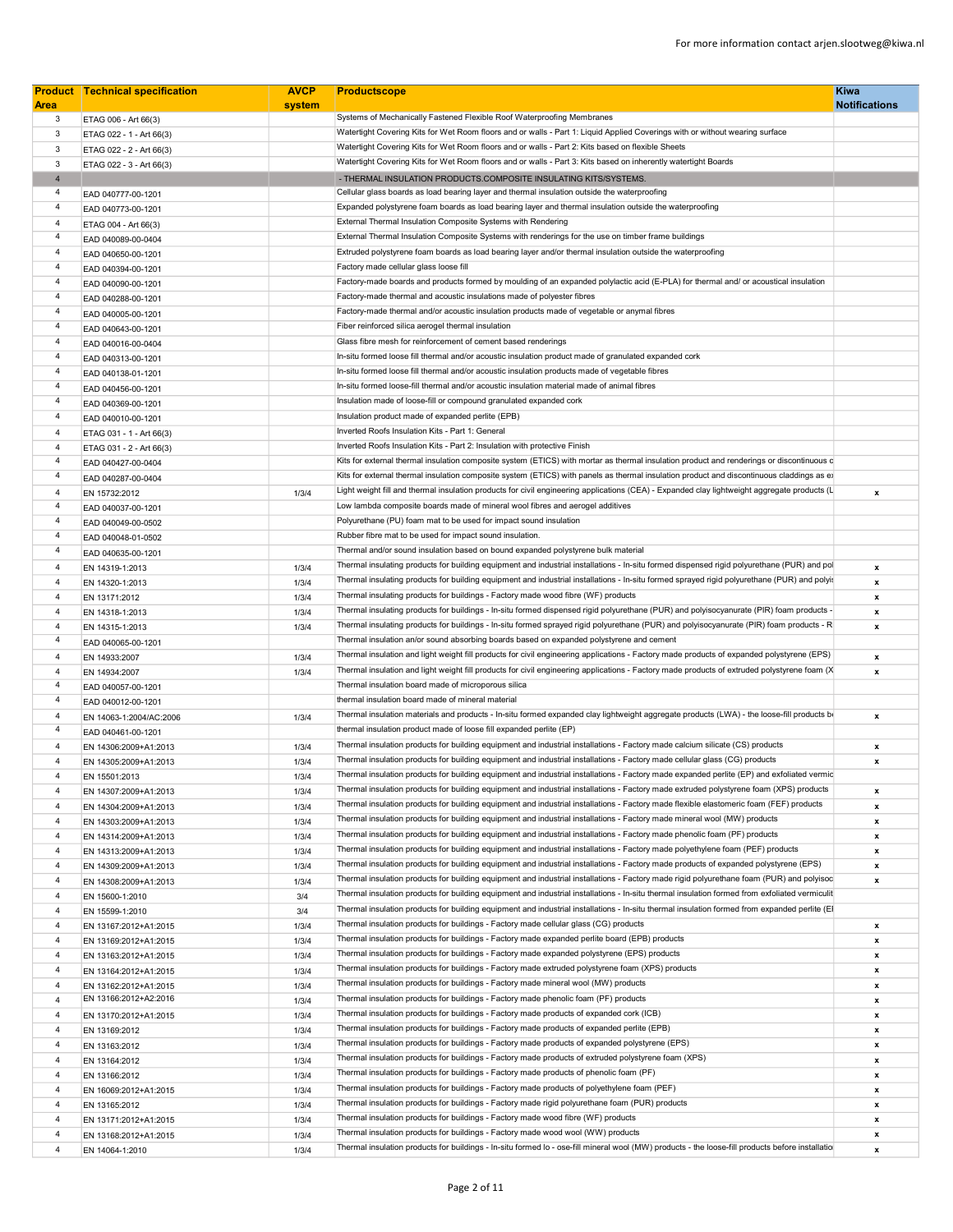For more information contact arjen.slootweg@kiwa.nl

| Product Area | Technical specification | AVCP system | Productscope | Kiwa Notifications |
|---|---|---|---|---|
| 3 | ETAG 006 - Art 66(3) | | Systems of Mechanically Fastened Flexible Roof Waterproofing Membranes | |
| 3 | ETAG 022 - 1 - Art 66(3) | | Watertight Covering Kits for Wet Room floors and or walls - Part 1: Liquid Applied Coverings with or without wearing surface | |
| 3 | ETAG 022 - 2 - Art 66(3) | | Watertight Covering Kits for Wet Room floors and or walls - Part 2: Kits based on flexible Sheets | |
| 3 | ETAG 022 - 3 - Art 66(3) | | Watertight Covering Kits for Wet Room floors and or walls - Part 3: Kits based on inherently watertight Boards | |
| 4 | | | - THERMAL INSULATION PRODUCTS.COMPOSITE INSULATING KITS/SYSTEMS. | |
| 4 | EAD 040777-00-1201 | | Cellular glass boards as load bearing layer and thermal insulation outside the waterproofing | |
| 4 | EAD 040773-00-1201 | | Expanded polystyrene foam boards as load bearing layer and thermal insulation outside the waterproofing | |
| 4 | ETAG 004 - Art 66(3) | | External Thermal Insulation Composite Systems with Rendering | |
| 4 | EAD 040089-00-0404 | | External Thermal Insulation Composite Systems with renderings for the use on timber frame buildings | |
| 4 | EAD 040650-00-1201 | | Extruded polystyrene foam boards as load bearing layer and/or thermal insulation outside the waterproofing | |
| 4 | EAD 040394-00-1201 | | Factory made cellular glass loose fill | |
| 4 | EAD 040090-00-1201 | | Factory-made boards and products formed by moulding of an expanded polylactic acid (E-PLA) for thermal and/ or acoustical insulation | |
| 4 | EAD 040288-00-1201 | | Factory-made thermal and acoustic insulations made of polyester fibres | |
| 4 | EAD 040005-00-1201 | | Factory-made thermal and/or acoustic insulation products made of vegetable or anymal fibres | |
| 4 | EAD 040643-00-1201 | | Fiber reinforced silica aerogel thermal insulation | |
| 4 | EAD 040016-00-0404 | | Glass fibre mesh for reinforcement of cement based renderings | |
| 4 | EAD 040313-00-1201 | | In-situ formed loose fill thermal and/or acoustic insulation product made of granulated expanded cork | |
| 4 | EAD 040138-01-1201 | | In-situ formed loose fill thermal and/or acoustic insulation products made of vegetable fibres | |
| 4 | EAD 040456-00-1201 | | In-situ formed loose-fill thermal and/or acoustic insulation material made of animal fibres | |
| 4 | EAD 040369-00-1201 | | Insulation made of loose-fill or compound granulated expanded cork | |
| 4 | EAD 040010-00-1201 | | Insulation product made of expanded perlite (EPB) | |
| 4 | ETAG 031 - 1 - Art 66(3) | | Inverted Roofs Insulation Kits - Part 1: General | |
| 4 | ETAG 031 - 2 - Art 66(3) | | Inverted Roofs Insulation Kits - Part 2: Insulation with protective Finish | |
| 4 | EAD 040427-00-0404 | | Kits for external thermal insulation composite system (ETICS) with mortar as thermal insulation product and renderings or discontinuous c | |
| 4 | EAD 040287-00-0404 | | Kits for external thermal insulation composite system (ETICS) with panels as thermal insulation product and discontinuous claddings as e | |
| 4 | EN 15732:2012 | 1/3/4 | Light weight fill and thermal insulation products for civil engineering applications (CEA) - Expanded clay lightweight aggregate products (L | x |
| 4 | EAD 040037-00-1201 | | Low lambda composite boards made of mineral wool fibres and aerogel additives | |
| 4 | EAD 040049-00-0502 | | Polyurethane (PU) foam mat to be used for impact sound insulation | |
| 4 | EAD 040048-01-0502 | | Rubber fibre mat to be used for impact sound insulation. | |
| 4 | EAD 040635-00-1201 | | Thermal and/or sound insulation based on bound expanded polystyrene bulk material | |
| 4 | EN 14319-1:2013 | 1/3/4 | Thermal insulating products for building equipment and industrial installations - In-situ formed dispensed rigid polyurethane (PUR) and pol | x |
| 4 | EN 14320-1:2013 | 1/3/4 | Thermal insulating products for building equipment and industrial installations - In-situ formed sprayed rigid polyurethane (PUR) and polyis | x |
| 4 | EN 13171:2012 | 1/3/4 | Thermal insulating products for buildings - Factory made wood fibre (WF) products | x |
| 4 | EN 14318-1:2013 | 1/3/4 | Thermal insulating products for buildings - In-situ formed dispensed rigid polyurethane (PUR) and polyisocyanurate (PIR) foam products - | x |
| 4 | EN 14315-1:2013 | 1/3/4 | Thermal insulating products for buildings - In-situ formed sprayed rigid polyurethane (PUR) and polyisocyanurate (PIR) foam products - R | x |
| 4 | EAD 040065-00-1201 | | Thermal insulation an/or sound absorbing boards based on expanded polystyrene and cement | |
| 4 | EN 14933:2007 | 1/3/4 | Thermal insulation and light weight fill products for civil engineering applications - Factory made products of expanded polystyrene (EPS) | x |
| 4 | EN 14934:2007 | 1/3/4 | Thermal insulation and light weight fill products for civil engineering applications - Factory made products of extruded polystyrene foam (X | x |
| 4 | EAD 040057-00-1201 | | Thermal insulation board made of microporous silica | |
| 4 | EAD 040012-00-1201 | | thermal insulation board made of mineral material | |
| 4 | EN 14063-1:2004/AC:2006 | 1/3/4 | Thermal insulation materials and products - In-situ formed expanded clay lightweight aggregate products (LWA) - the loose-fill products b | x |
| 4 | EAD 040461-00-1201 | | thermal insulation product made of loose fill expanded perlite (EP) | |
| 4 | EN 14306:2009+A1:2013 | 1/3/4 | Thermal insulation products for building equipment and industrial installations - Factory made calcium silicate (CS) products | x |
| 4 | EN 14305:2009+A1:2013 | 1/3/4 | Thermal insulation products for building equipment and industrial installations - Factory made cellular glass (CG) products | x |
| 4 | EN 15501:2013 | 1/3/4 | Thermal insulation products for building equipment and industrial installations - Factory made expanded perlite (EP) and exfoliated vermic | |
| 4 | EN 14307:2009+A1:2013 | 1/3/4 | Thermal insulation products for building equipment and industrial installations - Factory made extruded polystyrene foam (XPS) products | x |
| 4 | EN 14304:2009+A1:2013 | 1/3/4 | Thermal insulation products for building equipment and industrial installations - Factory made flexible elastomeric foam (FEF) products | x |
| 4 | EN 14303:2009+A1:2013 | 1/3/4 | Thermal insulation products for building equipment and industrial installations - Factory made mineral wool (MW) products | x |
| 4 | EN 14314:2009+A1:2013 | 1/3/4 | Thermal insulation products for building equipment and industrial installations - Factory made phenolic foam (PF) products | x |
| 4 | EN 14313:2009+A1:2013 | 1/3/4 | Thermal insulation products for building equipment and industrial installations - Factory made polyethylene foam (PEF) products | x |
| 4 | EN 14309:2009+A1:2013 | 1/3/4 | Thermal insulation products for building equipment and industrial installations - Factory made products of expanded polystyrene (EPS) | x |
| 4 | EN 14308:2009+A1:2013 | 1/3/4 | Thermal insulation products for building equipment and industrial installations - Factory made rigid polyurethane foam (PUR) and polyisoc | x |
| 4 | EN 15600-1:2010 | 3/4 | Thermal insulation products for building equipment and industrial installations - In-situ thermal insulation formed from exfoliated vermiculit | |
| 4 | EN 15599-1:2010 | 3/4 | Thermal insulation products for building equipment and industrial installations - In-situ thermal insulation formed from expanded perlite (E | |
| 4 | EN 13167:2012+A1:2015 | 1/3/4 | Thermal insulation products for buildings - Factory made cellular glass (CG) products | x |
| 4 | EN 13169:2012+A1:2015 | 1/3/4 | Thermal insulation products for buildings - Factory made expanded perlite board (EPB) products | x |
| 4 | EN 13163:2012+A1:2015 | 1/3/4 | Thermal insulation products for buildings - Factory made expanded polystyrene (EPS) products | x |
| 4 | EN 13164:2012+A1:2015 | 1/3/4 | Thermal insulation products for buildings - Factory made extruded polystyrene foam (XPS) products | x |
| 4 | EN 13162:2012+A1:2015 | 1/3/4 | Thermal insulation products for buildings - Factory made mineral wool (MW) products | x |
| 4 | EN 13166:2012+A2:2016 | 1/3/4 | Thermal insulation products for buildings - Factory made phenolic foam (PF) products | x |
| 4 | EN 13170:2012+A1:2015 | 1/3/4 | Thermal insulation products for buildings - Factory made products of expanded cork (ICB) | x |
| 4 | EN 13169:2012 | 1/3/4 | Thermal insulation products for buildings - Factory made products of expanded perlite (EPB) | x |
| 4 | EN 13163:2012 | 1/3/4 | Thermal insulation products for buildings - Factory made products of expanded polystyrene (EPS) | x |
| 4 | EN 13164:2012 | 1/3/4 | Thermal insulation products for buildings - Factory made products of extruded polystyrene foam (XPS) | x |
| 4 | EN 13166:2012 | 1/3/4 | Thermal insulation products for buildings - Factory made products of phenolic foam (PF) | x |
| 4 | EN 16069:2012+A1:2015 | 1/3/4 | Thermal insulation products for buildings - Factory made products of polyethylene foam (PEF) | x |
| 4 | EN 13165:2012 | 1/3/4 | Thermal insulation products for buildings - Factory made rigid polyurethane foam (PUR) products | x |
| 4 | EN 13171:2012+A1:2015 | 1/3/4 | Thermal insulation products for buildings - Factory made wood fibre (WF) products | x |
| 4 | EN 13168:2012+A1:2015 | 1/3/4 | Thermal insulation products for buildings - Factory made wood wool (WW) products | x |
| 4 | EN 14064-1:2010 | 1/3/4 | Thermal insulation products for buildings - In-situ formed lo - ose-fill mineral wool (MW) products - the loose-fill products before installatio | x |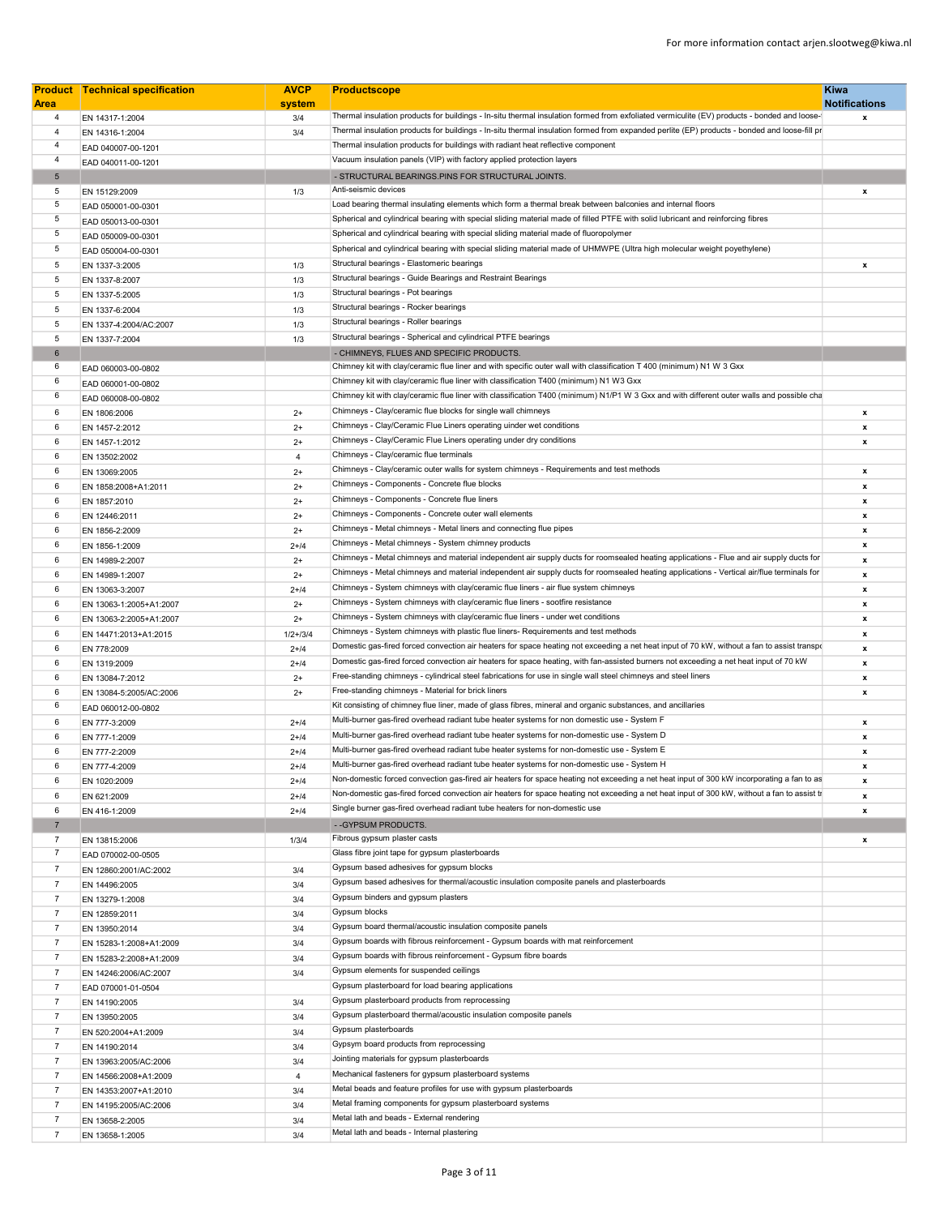For more information contact arjen.slootweg@kiwa.nl

| Product Area | Technical specification | AVCP system | Productscope | Kiwa Notifications |
|---|---|---|---|---|
| 4 | EN 14317-1:2004 | 3/4 | Thermal insulation products for buildings - In-situ thermal insulation formed from exfoliated vermiculite (EV) products - bonded and loose- | x |
| 4 | EN 14316-1:2004 | 3/4 | Thermal insulation products for buildings - In-situ thermal insulation formed from expanded perlite (EP) products - bonded and loose-fill pr | |
| 4 | EAD 040007-00-1201 | | Thermal insulation products for buildings with radiant heat reflective component | |
| 4 | EAD 040011-00-1201 | | Vacuum insulation panels (VIP) with factory applied protection layers | |
| 5 | | | - STRUCTURAL BEARINGS.PINS FOR STRUCTURAL JOINTS. | |
| 5 | EN 15129:2009 | 1/3 | Anti-seismic devices | x |
| 5 | EAD 050001-00-0301 | | Load bearing thermal insulating elements which form a thermal break between balconies and internal floors | |
| 5 | EAD 050013-00-0301 | | Spherical and cylindrical bearing with special sliding material made of filled PTFE with solid lubricant and reinforcing fibres | |
| 5 | EAD 050009-00-0301 | | Spherical and cylindrical bearing with special sliding material made of fluoropolymer | |
| 5 | EAD 050004-00-0301 | | Spherical and cylindrical bearing with special sliding material made of UHMWPE (Ultra high molecular weight poyethylene) | |
| 5 | EN 1337-3:2005 | 1/3 | Structural bearings - Elastomeric bearings | x |
| 5 | EN 1337-8:2007 | 1/3 | Structural bearings - Guide Bearings and Restraint Bearings | |
| 5 | EN 1337-5:2005 | 1/3 | Structural bearings - Pot bearings | |
| 5 | EN 1337-6:2004 | 1/3 | Structural bearings - Rocker bearings | |
| 5 | EN 1337-4:2004/AC:2007 | 1/3 | Structural bearings - Roller bearings | |
| 5 | EN 1337-7:2004 | 1/3 | Structural bearings - Spherical and cylindrical PTFE bearings | |
| 6 | | | - CHIMNEYS, FLUES AND SPECIFIC PRODUCTS. | |
| 6 | EAD 060003-00-0802 | | Chimney kit with clay/ceramic flue liner and with specific outer wall with classification T 400 (minimum) N1 W 3 Gxx | |
| 6 | EAD 060001-00-0802 | | Chimney kit with clay/ceramic flue liner with classification T400 (minimum) N1 W3 Gxx | |
| 6 | EAD 060008-00-0802 | | Chimney kit with clay/ceramic flue liner with classification T400 (minimum) N1/P1 W 3 Gxx and with different outer walls and possible cha | |
| 6 | EN 1806:2006 | 2+ | Chimneys - Clay/ceramic flue blocks for single wall chimneys | x |
| 6 | EN 1457-2:2012 | 2+ | Chimneys - Clay/Ceramic Flue Liners operating uinder wet conditions | x |
| 6 | EN 1457-1:2012 | 2+ | Chimneys - Clay/Ceramic Flue Liners operating under dry conditions | x |
| 6 | EN 13502:2002 | 4 | Chimneys - Clay/ceramic flue terminals | |
| 6 | EN 13069:2005 | 2+ | Chimneys - Clay/ceramic outer walls for system chimneys - Requirements and test methods | x |
| 6 | EN 1858:2008+A1:2011 | 2+ | Chimneys - Components - Concrete flue blocks | x |
| 6 | EN 1857:2010 | 2+ | Chimneys - Components - Concrete flue liners | x |
| 6 | EN 12446:2011 | 2+ | Chimneys - Components - Concrete outer wall elements | x |
| 6 | EN 1856-2:2009 | 2+ | Chimneys - Metal chimneys - Metal liners and connecting flue pipes | x |
| 6 | EN 1856-1:2009 | 2+/4 | Chimneys - Metal chimneys - System chimney products | x |
| 6 | EN 14989-2:2007 | 2+ | Chimneys - Metal chimneys and material independent air supply ducts for roomsealed heating applications - Flue and air supply ducts for | x |
| 6 | EN 14989-1:2007 | 2+ | Chimneys - Metal chimneys and material independent air supply ducts for roomsealed heating applications - Vertical air/flue terminals for | x |
| 6 | EN 13063-3:2007 | 2+/4 | Chimneys - System chimneys with clay/ceramic flue liners - air flue system chimneys | x |
| 6 | EN 13063-1:2005+A1:2007 | 2+ | Chimneys - System chimneys with clay/ceramic flue liners - sootfire resistance | x |
| 6 | EN 13063-2:2005+A1:2007 | 2+ | Chimneys - System chimneys with clay/ceramic flue liners - under wet conditions | x |
| 6 | EN 14471:2013+A1:2015 | 1/2+/3/4 | Chimneys - System chimneys with plastic flue liners- Requirements and test methods | x |
| 6 | EN 778:2009 | 2+/4 | Domestic gas-fired forced convection air heaters for space heating not exceeding a net heat input of 70 kW, without a fan to assist transpo | x |
| 6 | EN 1319:2009 | 2+/4 | Domestic gas-fired forced convection air heaters for space heating, with fan-assisted burners not exceeding a net heat input of 70 kW | x |
| 6 | EN 13084-7:2012 | 2+ | Free-standing chimneys - cylindrical steel fabrications for use in single wall steel chimneys and steel liners | x |
| 6 | EN 13084-5:2005/AC:2006 | 2+ | Free-standing chimneys - Material for brick liners | x |
| 6 | EAD 060012-00-0802 | | Kit consisting of chimney flue liner, made of glass fibres, mineral and organic substances, and ancillaries | |
| 6 | EN 777-3:2009 | 2+/4 | Multi-burner gas-fired overhead radiant tube heater systems for non domestic use - System F | x |
| 6 | EN 777-1:2009 | 2+/4 | Multi-burner gas-fired overhead radiant tube heater systems for non-domestic use - System D | x |
| 6 | EN 777-2:2009 | 2+/4 | Multi-burner gas-fired overhead radiant tube heater systems for non-domestic use - System E | x |
| 6 | EN 777-4:2009 | 2+/4 | Multi-burner gas-fired overhead radiant tube heater systems for non-domestic use - System H | x |
| 6 | EN 1020:2009 | 2+/4 | Non-domestic forced convection gas-fired air heaters for space heating not exceeding a net heat input of 300 kW incorporating a fan to as | x |
| 6 | EN 621:2009 | 2+/4 | Non-domestic gas-fired forced convection air heaters for space heating not exceeding a net heat input of 300 kW, without a fan to assist tr | x |
| 6 | EN 416-1:2009 | 2+/4 | Single burner gas-fired overhead radiant tube heaters for non-domestic use | x |
| 7 | | | - -GYPSUM PRODUCTS. | |
| 7 | EN 13815:2006 | 1/3/4 | Fibrous gypsum plaster casts | x |
| 7 | EAD 070002-00-0505 | | Glass fibre joint tape for gypsum plasterboards | |
| 7 | EN 12860:2001/AC:2002 | 3/4 | Gypsum based adhesives for gypsum blocks | |
| 7 | EN 14496:2005 | 3/4 | Gypsum based adhesives for thermal/acoustic insulation composite panels and plasterboards | |
| 7 | EN 13279-1:2008 | 3/4 | Gypsum binders and gypsum plasters | |
| 7 | EN 12859:2011 | 3/4 | Gypsum blocks | |
| 7 | EN 13950:2014 | 3/4 | Gypsum board thermal/acoustic insulation composite panels | |
| 7 | EN 15283-1:2008+A1:2009 | 3/4 | Gypsum boards with fibrous reinforcement - Gypsum boards with mat reinforcement | |
| 7 | EN 15283-2:2008+A1:2009 | 3/4 | Gypsum boards with fibrous reinforcement - Gypsum fibre boards | |
| 7 | EN 14246:2006/AC:2007 | 3/4 | Gypsum elements for suspended ceilings | |
| 7 | EAD 070001-01-0504 | | Gypsum plasterboard for load bearing applications | |
| 7 | EN 14190:2005 | 3/4 | Gypsum plasterboard products from reprocessing | |
| 7 | EN 13950:2005 | 3/4 | Gypsum plasterboard thermal/acoustic insulation composite panels | |
| 7 | EN 520:2004+A1:2009 | 3/4 | Gypsum plasterboards | |
| 7 | EN 14190:2014 | 3/4 | Gypsym board products from reprocessing | |
| 7 | EN 13963:2005/AC:2006 | 3/4 | Jointing materials for gypsum plasterboards | |
| 7 | EN 14566:2008+A1:2009 | 4 | Mechanical fasteners for gypsum plasterboard systems | |
| 7 | EN 14353:2007+A1:2010 | 3/4 | Metal beads and feature profiles for use with gypsum plasterboards | |
| 7 | EN 14195:2005/AC:2006 | 3/4 | Metal framing components for gypsum plasterboard systems | |
| 7 | EN 13658-2:2005 | 3/4 | Metal lath and beads - External rendering | |
| 7 | EN 13658-1:2005 | 3/4 | Metal lath and beads - Internal plastering | |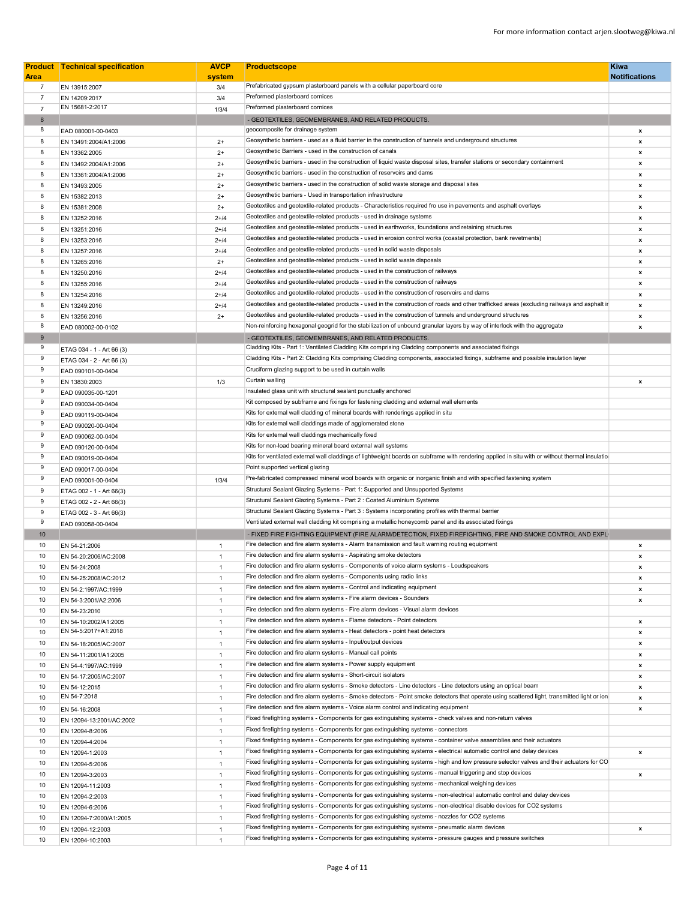For more information contact arjen.slootweg@kiwa.nl

| Product Area | Technical specification | AVCP system | Productscope | Kiwa Notifications |
|---|---|---|---|---|
| 7 | EN 13915:2007 | 3/4 | Prefabricated gypsum plasterboard panels with a cellular paperboard core | |
| 7 | EN 14209:2017 | 3/4 | Preformed plasterboard cornices | |
| 7 | EN 15681-2:2017 | 1/3/4 | Preformed plasterboard cornices | |
| 8 | | | - GEOTEXTILES, GEOMEMBRANES, AND RELATED PRODUCTS. | |
| 8 | EAD 080001-00-0403 | | geocomposite for drainage system | x |
| 8 | EN 13491:2004/A1:2006 | 2+ | Geosynthetic barriers - used as a fluid barrier in the construction of tunnels and underground structures | x |
| 8 | EN 13362:2005 | 2+ | Geosynthetic Barriers - used in the construction of canals | x |
| 8 | EN 13492:2004/A1:2006 | 2+ | Geosynthetic barriers - used in the construction of liquid waste disposal sites, transfer stations or secondary containment | x |
| 8 | EN 13361:2004/A1:2006 | 2+ | Geosynthetic barriers - used in the construction of reservoirs and dams | x |
| 8 | EN 13493:2005 | 2+ | Geosynthetic barriers - used in the construction of solid waste storage and disposal sites | x |
| 8 | EN 15382:2013 | 2+ | Geosynthetic barriers - Used in transportation infrastructure | x |
| 8 | EN 15381:2008 | 2+ | Geotextiles and geotextile-related products - Characteristics required fro use in pavements and asphalt overlays | x |
| 8 | EN 13252:2016 | 2+/4 | Geotextiles and geotextile-related products - used in drainage systems | x |
| 8 | EN 13251:2016 | 2+/4 | Geotextiles and geotextile-related products - used in earthworks, foundations and retaining structures | x |
| 8 | EN 13253:2016 | 2+/4 | Geotextiles and geotextile-related products - used in erosion control works (coastal protection, bank revetments) | x |
| 8 | EN 13257:2016 | 2+/4 | Geotextiles and geotextile-related products - used in solid waste disposals | x |
| 8 | EN 13265:2016 | 2+ | Geotextiles and geotextile-related products - used in solid waste disposals | x |
| 8 | EN 13250:2016 | 2+/4 | Geotextiles and geotextile-related products - used in the construction of railways | x |
| 8 | EN 13255:2016 | 2+/4 | Geotextiles and geotextile-related products - used in the construction of railways | x |
| 8 | EN 13254:2016 | 2+/4 | Geotextiles and geotextile-related products - used in the construction of reservoirs and dams | x |
| 8 | EN 13249:2016 | 2+/4 | Geotextiles and geotextile-related products - used in the construction of roads and other trafficked areas (excluding railways and asphalt ir | x |
| 8 | EN 13256:2016 | 2+ | Geotextiles and geotextile-related products - used in the construction of tunnels and underground structures | x |
| 8 | EAD 080002-00-0102 | | Non-reinforcing hexagonal geogrid for the stabilization of unbound granular layers by way of interlock with the aggregate | x |
| 9 | | | - GEOTEXTILES, GEOMEMBRANES, AND RELATED PRODUCTS. | |
| 9 | ETAG 034 - 1 - Art 66 (3) | | Cladding Kits - Part 1: Ventilated Cladding Kits comprising Cladding components and associated fixings | |
| 9 | ETAG 034 - 2 - Art 66 (3) | | Cladding Kits - Part 2: Cladding Kits comprising Cladding components, associated fixings, subframe and possible insulation layer | |
| 9 | EAD 090101-00-0404 | | Cruciform glazing support to be used in curtain walling | |
| 9 | EN 13830:2003 | 1/3 | Curtain walling | x |
| 9 | EAD 090035-00-1201 | | Insulated glass unit with structural sealant punctually anchored | |
| 9 | EAD 090034-00-0404 | | Kit composed by subframe and fixings for fastening cladding and external wall elements | |
| 9 | EAD 090119-00-0404 | | Kits for external wall cladding of mineral boards with renderings applied in situ | |
| 9 | EAD 090020-00-0404 | | Kits for external wall claddings made of agglomerated stone | |
| 9 | EAD 090062-00-0404 | | Kits for external wall claddings mechanically fixed | |
| 9 | EAD 090120-00-0404 | | Kits for non-load bearing mineral board external wall systems | |
| 9 | EAD 090019-00-0404 | | Kits for ventilated external wall claddings of lightweight boards on subframe with rendering applied in situ with or without thermal insulatio | |
| 9 | EAD 090017-00-0404 | | Point supported vertical glazing | |
| 9 | EAD 090001-00-0404 | 1/3/4 | Pre-fabricated compressed mineral wool boards with organic or inorganic finish and with specified fastening system | |
| 9 | ETAG 002 - 1 - Art 66(3) | | Structural Sealant Glazing Systems - Part 1: Supported and Unsupported Systems | |
| 9 | ETAG 002 - 2 - Art 66(3) | | Structural Sealant Glazing Systems - Part 2 : Coated Aluminium Systems | |
| 9 | ETAG 002 - 3 - Art 66(3) | | Structural Sealant Glazing Systems - Part 3 : Systems incorporating profiles with thermal barrier | |
| 9 | EAD 090058-00-0404 | | Ventilated external wall cladding kit comprising a metallic honeycomb panel and its associated fixings | |
| 10 | | | - FIXED FIRE FIGHTING EQUIPMENT (FIRE ALARM/DETECTION, FIXED FIREFIGHTING, FIRE AND SMOKE CONTROL AND EXPL | |
| 10 | EN 54-21:2006 | 1 | Fire detection and fire alarm systems - Alarm transmission and fault warning routing equipment | x |
| 10 | EN 54-20:2006/AC:2008 | 1 | Fire detection and fire alarm systems - Aspirating smoke detectors | x |
| 10 | EN 54-24:2008 | 1 | Fire detection and fire alarm systems - Components of voice alarm systems - Loudspeakers | x |
| 10 | EN 54-25:2008/AC:2012 | 1 | Fire detection and fire alarm systems - Components using radio links | x |
| 10 | EN 54-2:1997/AC:1999 | 1 | Fire detection and fire alarm systems - Control and indicating equipment | x |
| 10 | EN 54-3:2001/A2:2006 | 1 | Fire detection and fire alarm systems - Fire alarm devices - Sounders | x |
| 10 | EN 54-23:2010 | 1 | Fire detection and fire alarm systems - Fire alarm devices - Visual alarm devices | |
| 10 | EN 54-10:2002/A1:2005 | 1 | Fire detection and fire alarm systems - Flame detectors - Point detectors | x |
| 10 | EN 54-5:2017+A1:2018 | 1 | Fire detection and fire alarm systems - Heat detectors - point heat detectors | x |
| 10 | EN 54-18:2005/AC:2007 | 1 | Fire detection and fire alarm systems - Input/output devices | x |
| 10 | EN 54-11:2001/A1:2005 | 1 | Fire detection and fire alarm systems - Manual call points | x |
| 10 | EN 54-4:1997/AC:1999 | 1 | Fire detection and fire alarm systems - Power supply equipment | x |
| 10 | EN 54-17:2005/AC:2007 | 1 | Fire detection and fire alarm systems - Short-circuit isolators | x |
| 10 | EN 54-12:2015 | 1 | Fire detection and fire alarm systems - Smoke detectors - Line detectors - Line detectors using an optical beam | x |
| 10 | EN 54-7:2018 | 1 | Fire detection and fire alarm systems - Smoke detectors - Point smoke detectors that operate using scattered light, transmitted light or ion | x |
| 10 | EN 54-16:2008 | 1 | Fire detection and fire alarm systems - Voice alarm control and indicating equipment | x |
| 10 | EN 12094-13:2001/AC:2002 | 1 | Fixed firefighting systems - Components for gas extinguishing systems - check valves and non-return valves | |
| 10 | EN 12094-8:2006 | 1 | Fixed firefighting systems - Components for gas extinguishing systems - connectors | |
| 10 | EN 12094-4:2004 | 1 | Fixed firefighting systems - Components for gas extinguishing systems - container valve assemblies and their actuators | |
| 10 | EN 12094-1:2003 | 1 | Fixed firefighting systems - Components for gas extinguishing systems - electrical automatic control and delay devices | x |
| 10 | EN 12094-5:2006 | 1 | Fixed firefighting systems - Components for gas extinguishing systems - high and low pressure selector valves and their actuators for CO | |
| 10 | EN 12094-3:2003 | 1 | Fixed firefighting systems - Components for gas extinguishing systems - manual triggering and stop devices | x |
| 10 | EN 12094-11:2003 | 1 | Fixed firefighting systems - Components for gas extinguishing systems - mechanical weighing devices | |
| 10 | EN 12094-2:2003 | 1 | Fixed firefighting systems - Components for gas extinguishing systems - non-electrical automatic control and delay devices | |
| 10 | EN 12094-6:2006 | 1 | Fixed firefighting systems - Components for gas extinguishing systems - non-electrical disable devices for CO2 systems | |
| 10 | EN 12094-7:2000/A1:2005 | 1 | Fixed firefighting systems - Components for gas extinguishing systems - nozzles for CO2 systems | |
| 10 | EN 12094-12:2003 | 1 | Fixed firefighting systems - Components for gas extinguishing systems - pneumatic alarm devices | x |
| 10 | EN 12094-10:2003 | 1 | Fixed firefighting systems - Components for gas extinguishing systems - pressure gauges and pressure switches | |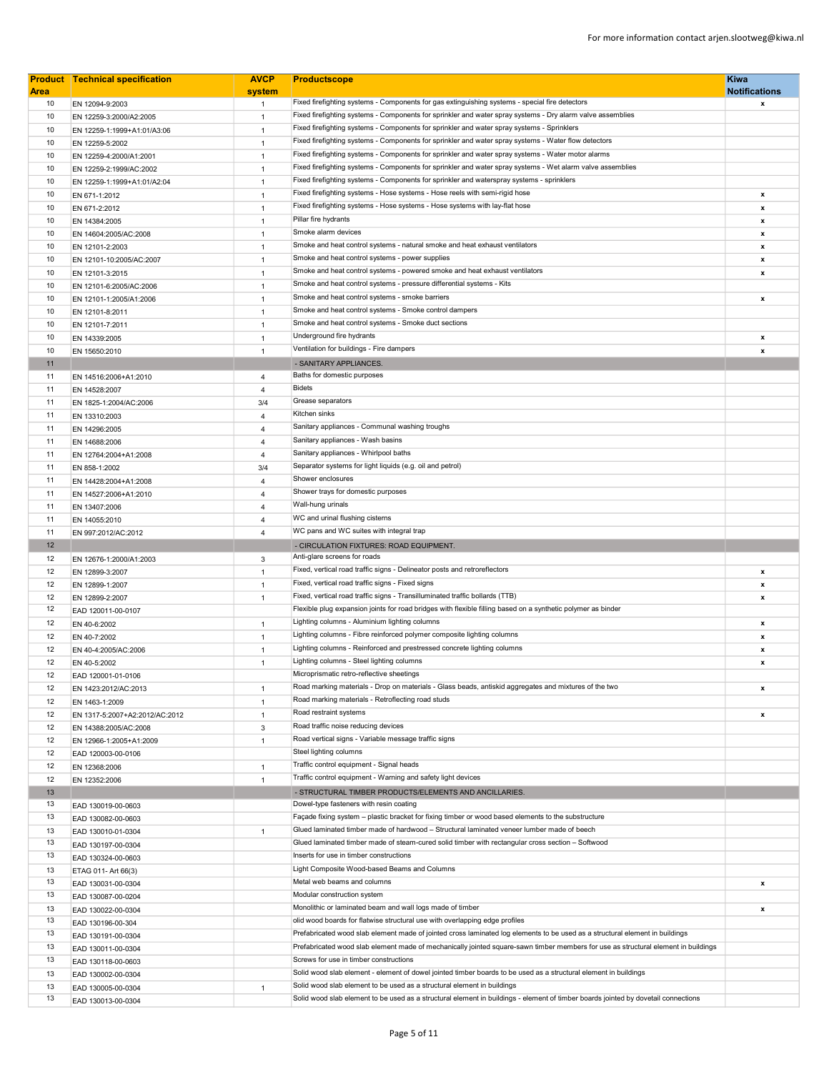| Product Area | Technical specification | AVCP system | Productscope | Kiwa Notifications |
|---|---|---|---|---|
| 10 | EN 12094-9:2003 | 1 | Fixed firefighting systems - Components for gas extinguishing systems - special fire detectors | x |
| 10 | EN 12259-3:2000/A2:2005 | 1 | Fixed firefighting systems - Components for sprinkler and water spray systems - Dry alarm valve assemblies | |
| 10 | EN 12259-1:1999+A1:01/A3:06 | 1 | Fixed firefighting systems - Components for sprinkler and water spray systems - Sprinklers | |
| 10 | EN 12259-5:2002 | 1 | Fixed firefighting systems - Components for sprinkler and water spray systems - Water flow detectors | |
| 10 | EN 12259-4:2000/A1:2001 | 1 | Fixed firefighting systems - Components for sprinkler and water spray systems - Water motor alarms | |
| 10 | EN 12259-2:1999/AC:2002 | 1 | Fixed firefighting systems - Components for sprinkler and water spray systems - Wet alarm valve assemblies | |
| 10 | EN 12259-1:1999+A1:01/A2:04 | 1 | Fixed firefighting systems - Components for sprinkler and waterspray systems - sprinklers | |
| 10 | EN 671-1:2012 | 1 | Fixed firefighting systems - Hose systems - Hose reels with semi-rigid hose | x |
| 10 | EN 671-2:2012 | 1 | Fixed firefighting systems - Hose systems - Hose systems with lay-flat hose | x |
| 10 | EN 14384:2005 | 1 | Pillar fire hydrants | x |
| 10 | EN 14604:2005/AC:2008 | 1 | Smoke alarm devices | x |
| 10 | EN 12101-2:2003 | 1 | Smoke and heat control systems - natural smoke and heat exhaust ventilators | x |
| 10 | EN 12101-10:2005/AC:2007 | 1 | Smoke and heat control systems - power supplies | x |
| 10 | EN 12101-3:2015 | 1 | Smoke and heat control systems - powered smoke and heat exhaust ventilators | x |
| 10 | EN 12101-6:2005/AC:2006 | 1 | Smoke and heat control systems - pressure differential systems - Kits | |
| 10 | EN 12101-1:2005/A1:2006 | 1 | Smoke and heat control systems - smoke barriers | x |
| 10 | EN 12101-8:2011 | 1 | Smoke and heat control systems - Smoke control dampers | |
| 10 | EN 12101-7:2011 | 1 | Smoke and heat control systems - Smoke duct sections | |
| 10 | EN 14339:2005 | 1 | Underground fire hydrants | x |
| 10 | EN 15650:2010 | 1 | Ventilation for buildings - Fire dampers | x |
| 11 | | | - SANITARY APPLIANCES. | |
| 11 | EN 14516:2006+A1:2010 | 4 | Baths for domestic purposes | |
| 11 | EN 14528:2007 | 4 | Bidets | |
| 11 | EN 1825-1:2004/AC:2006 | 3/4 | Grease separators | |
| 11 | EN 13310:2003 | 4 | Kitchen sinks | |
| 11 | EN 14296:2005 | 4 | Sanitary appliances - Communal washing troughs | |
| 11 | EN 14688:2006 | 4 | Sanitary appliances - Wash basins | |
| 11 | EN 12764:2004+A1:2008 | 4 | Sanitary appliances - Whirlpool baths | |
| 11 | EN 858-1:2002 | 3/4 | Separator systems for light liquids (e.g. oil and petrol) | |
| 11 | EN 14428:2004+A1:2008 | 4 | Shower enclosures | |
| 11 | EN 14527:2006+A1:2010 | 4 | Shower trays for domestic purposes | |
| 11 | EN 13407:2006 | 4 | Wall-hung urinals | |
| 11 | EN 14055:2010 | 4 | WC and urinal flushing cisterns | |
| 11 | EN 997:2012/AC:2012 | 4 | WC pans and WC suites with integral trap | |
| 12 | | | - CIRCULATION FIXTURES: ROAD EQUIPMENT. | |
| 12 | EN 12676-1:2000/A1:2003 | 3 | Anti-glare screens for roads | |
| 12 | EN 12899-3:2007 | 1 | Fixed, vertical road traffic signs - Delineator posts and retroreflectors | x |
| 12 | EN 12899-1:2007 | 1 | Fixed, vertical road traffic signs - Fixed signs | x |
| 12 | EN 12899-2:2007 | 1 | Fixed, vertical road traffic signs - Transilluminated traffic bollards (TTB) | x |
| 12 | EAD 120011-00-0107 | | Flexible plug expansion joints for road bridges with flexible filling based on a synthetic polymer as binder | |
| 12 | EN 40-6:2002 | 1 | Lighting columns - Aluminium lighting columns | x |
| 12 | EN 40-7:2002 | 1 | Lighting columns - Fibre reinforced polymer composite lighting columns | x |
| 12 | EN 40-4:2005/AC:2006 | 1 | Lighting columns - Reinforced and prestressed concrete lighting columns | x |
| 12 | EN 40-5:2002 | 1 | Lighting columns - Steel lighting columns | x |
| 12 | EAD 120001-01-0106 | | Microprismatic retro-reflective sheetings | |
| 12 | EN 1423:2012/AC:2013 | 1 | Road marking materials - Drop on materials - Glass beads, antiskid aggregates and mixtures of the two | x |
| 12 | EN 1463-1:2009 | 1 | Road marking materials - Retroflecting road studs | |
| 12 | EN 1317-5:2007+A2:2012/AC:2012 | 1 | Road restraint systems | x |
| 12 | EN 14388:2005/AC:2008 | 3 | Road traffic noise reducing devices | |
| 12 | EN 12966-1:2005+A1:2009 | 1 | Road vertical signs - Variable message traffic signs | |
| 12 | EAD 120003-00-0106 | | Steel lighting columns | |
| 12 | EN 12368:2006 | 1 | Traffic control equipment - Signal heads | |
| 12 | EN 12352:2006 | 1 | Traffic control equipment - Warning and safety light devices | |
| 13 | | | - STRUCTURAL TIMBER PRODUCTS/ELEMENTS AND ANCILLARIES. | |
| 13 | EAD 130019-00-0603 | | Dowel-type fasteners with resin coating | |
| 13 | EAD 130082-00-0603 | | Façade fixing system – plastic bracket for fixing timber or wood based elements to the substructure | |
| 13 | EAD 130010-01-0304 | 1 | Glued laminated timber made of hardwood – Structural laminated veneer lumber made of beech | |
| 13 | EAD 130197-00-0304 | | Glued laminated timber made of steam-cured solid timber with rectangular cross section – Softwood | |
| 13 | EAD 130324-00-0603 | | Inserts for use in timber constructions | |
| 13 | ETAG 011- Art 66(3) | | Light Composite Wood-based Beams and Columns | |
| 13 | EAD 130031-00-0304 | | Metal web beams and columns | x |
| 13 | EAD 130087-00-0204 | | Modular construction system | |
| 13 | EAD 130022-00-0304 | | Monolithic or laminated beam and wall logs made of timber | x |
| 13 | EAD 130196-00-304 | | olid wood boards for flatwise structural use with overlapping edge profiles | |
| 13 | EAD 130191-00-0304 | | Prefabricated wood slab element made of jointed cross laminated log elements to be used as a structural element in buildings | |
| 13 | EAD 130011-00-0304 | | Prefabricated wood slab element made of mechanically jointed square-sawn timber members for use as structural element in buildings | |
| 13 | EAD 130118-00-0603 | | Screws for use in timber constructions | |
| 13 | EAD 130002-00-0304 | | Solid wood slab element - element of dowel jointed timber boards to be used as a structural element in buildings | |
| 13 | EAD 130005-00-0304 | 1 | Solid wood slab element to be used as a structural element in buildings | |
| 13 | EAD 130013-00-0304 | | Solid wood slab element to be used as a structural element in buildings - element of timber boards jointed by dovetail connections | |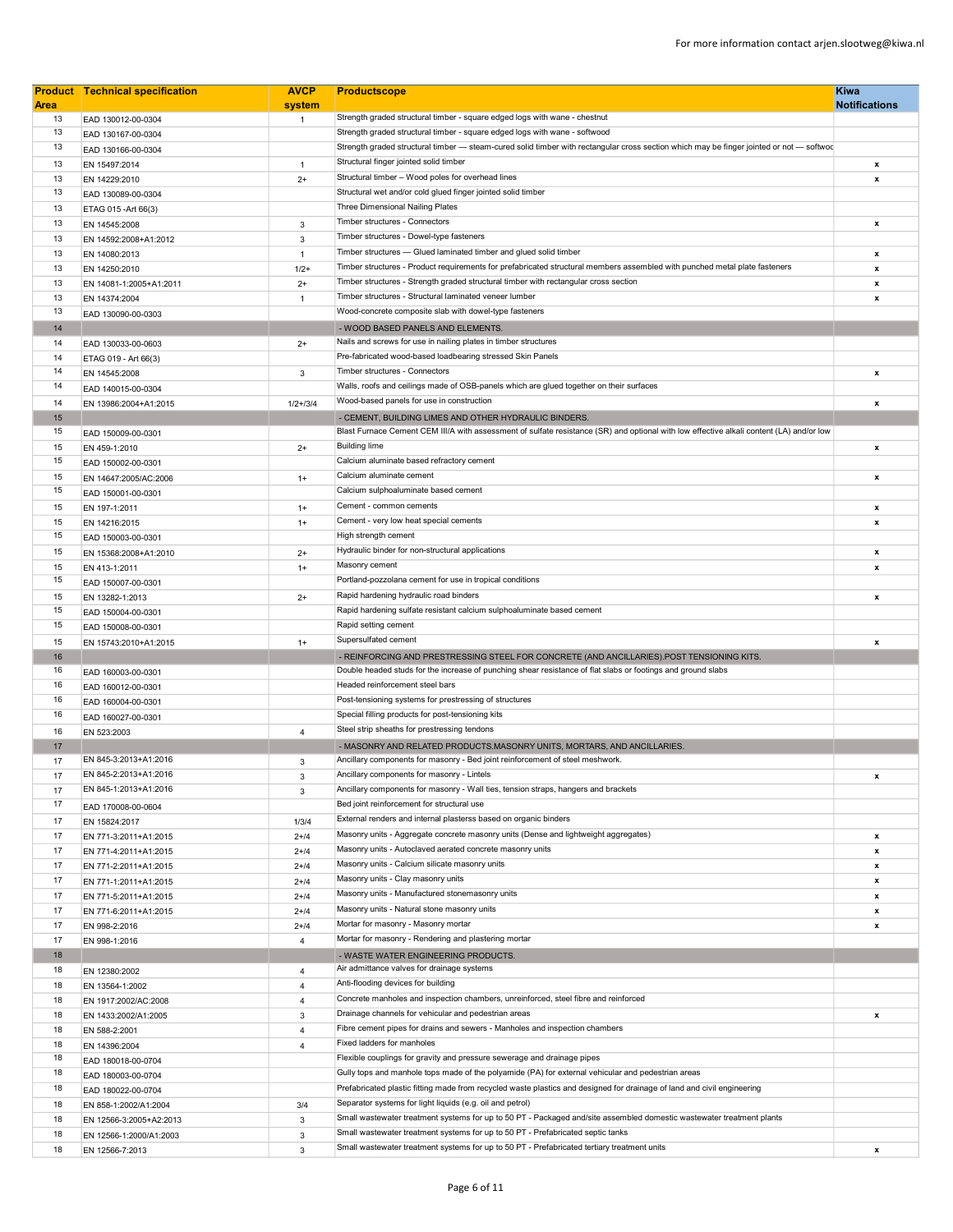For more information contact arjen.slootweg@kiwa.nl

| Product Area | Technical specification | AVCP system | Productscope | Kiwa Notifications |
|---|---|---|---|---|
| 13 | EAD 130012-00-0304 | 1 | Strength graded structural timber - square edged logs with wane - chestnut | |
| 13 | EAD 130167-00-0304 | | Strength graded structural timber - square edged logs with wane - softwood | |
| 13 | EAD 130166-00-0304 | | Strength graded structural timber — steam-cured solid timber with rectangular cross section which may be finger jointed or not — softwoo | |
| 13 | EN 15497:2014 | 1 | Structural finger jointed solid timber | x |
| 13 | EN 14229:2010 | 2+ | Structural timber – Wood poles for overhead lines | x |
| 13 | EAD 130089-00-0304 | | Structural wet and/or cold glued finger jointed solid timber | |
| 13 | ETAG 015 -Art 66(3) | | Three Dimensional Nailing Plates | |
| 13 | EN 14545:2008 | 3 | Timber structures - Connectors | x |
| 13 | EN 14592:2008+A1:2012 | 3 | Timber structures - Dowel-type fasteners | |
| 13 | EN 14080:2013 | 1 | Timber structures — Glued laminated timber and glued solid timber | x |
| 13 | EN 14250:2010 | 1/2+ | Timber structures - Product requirements for prefabricated structural members assembled with punched metal plate fasteners | x |
| 13 | EN 14081-1:2005+A1:2011 | 2+ | Timber structures - Strength graded structural timber with rectangular cross section | x |
| 13 | EN 14374:2004 | 1 | Timber structures - Structural laminated veneer lumber | x |
| 13 | EAD 130090-00-0303 | | Wood-concrete composite slab with dowel-type fasteners | |
| 14 | | | - WOOD BASED PANELS AND ELEMENTS. | |
| 14 | EAD 130033-00-0603 | 2+ | Nails and screws for use in nailing plates in timber structures | |
| 14 | ETAG 019 - Art 66(3) | | Pre-fabricated wood-based loadbearing stressed Skin Panels | |
| 14 | EN 14545:2008 | 3 | Timber structures - Connectors | x |
| 14 | EAD 140015-00-0304 | | Walls, roofs and ceilings made of OSB-panels which are glued together on their surfaces | |
| 14 | EN 13986:2004+A1:2015 | 1/2+/3/4 | Wood-based panels for use in construction | x |
| 15 | | | - CEMENT, BUILDING LIMES AND OTHER HYDRAULIC BINDERS. | |
| 15 | EAD 150009-00-0301 | | Blast Furnace Cement CEM III/A with assessment of sulfate resistance (SR) and optional with low effective alkali content (LA) and/or low | |
| 15 | EN 459-1:2010 | 2+ | Building lime | x |
| 15 | EAD 150002-00-0301 | | Calcium aluminate based refractory cement | |
| 15 | EN 14647:2005/AC:2006 | 1+ | Calcium aluminate cement | x |
| 15 | EAD 150001-00-0301 | | Calcium sulphoaluminate based cement | |
| 15 | EN 197-1:2011 | 1+ | Cement - common cements | x |
| 15 | EN 14216:2015 | 1+ | Cement - very low heat special cements | x |
| 15 | EAD 150003-00-0301 | | High strength cement | |
| 15 | EN 15368:2008+A1:2010 | 2+ | Hydraulic binder for non-structural applications | x |
| 15 | EN 413-1:2011 | 1+ | Masonry cement | x |
| 15 | EAD 150007-00-0301 | | Portland-pozzolana cement for use in tropical conditions | |
| 15 | EN 13282-1:2013 | 2+ | Rapid hardening hydraulic road binders | x |
| 15 | EAD 150004-00-0301 | | Rapid hardening sulfate resistant calcium sulphoaluminate based cement | |
| 15 | EAD 150008-00-0301 | | Rapid setting cement | |
| 15 | EN 15743:2010+A1:2015 | 1+ | Supersulfated cement | x |
| 16 | | | - REINFORCING AND PRESTRESSING STEEL FOR CONCRETE (AND ANCILLARIES).POST TENSIONING KITS. | |
| 16 | EAD 160003-00-0301 | | Double headed studs for the increase of punching shear resistance of flat slabs or footings and ground slabs | |
| 16 | EAD 160012-00-0301 | | Headed reinforcement steel bars | |
| 16 | EAD 160004-00-0301 | | Post-tensioning systems for prestressing of structures | |
| 16 | EAD 160027-00-0301 | | Special filling products for post-tensioning kits | |
| 16 | EN 523:2003 | 4 | Steel strip sheaths for prestressing tendons | |
| 17 | | | - MASONRY AND RELATED PRODUCTS.MASONRY UNITS, MORTARS, AND ANCILLARIES. | |
| 17 | EN 845-3:2013+A1:2016 | 3 | Ancillary components for masonry - Bed joint reinforcement of steel meshwork. | |
| 17 | EN 845-2:2013+A1:2016 | 3 | Ancillary components for masonry - Lintels | x |
| 17 | EN 845-1:2013+A1:2016 | 3 | Ancillary components for masonry - Wall ties, tension straps, hangers and brackets | |
| 17 | EAD 170008-00-0604 | | Bed joint reinforcement for structural use | |
| 17 | EN 15824:2017 | 1/3/4 | External renders and internal plasterss based on organic binders | |
| 17 | EN 771-3:2011+A1:2015 | 2+/4 | Masonry units - Aggregate concrete masonry units (Dense and lightweight aggregates) | x |
| 17 | EN 771-4:2011+A1:2015 | 2+/4 | Masonry units - Autoclaved aerated concrete masonry units | x |
| 17 | EN 771-2:2011+A1:2015 | 2+/4 | Masonry units - Calcium silicate masonry units | x |
| 17 | EN 771-1:2011+A1:2015 | 2+/4 | Masonry units - Clay masonry units | x |
| 17 | EN 771-5:2011+A1:2015 | 2+/4 | Masonry units - Manufactured stonemasonry units | x |
| 17 | EN 771-6:2011+A1:2015 | 2+/4 | Masonry units - Natural stone masonry units | x |
| 17 | EN 998-2:2016 | 2+/4 | Mortar for masonry - Masonry mortar | x |
| 17 | EN 998-1:2016 | 4 | Mortar for masonry - Rendering and plastering mortar | |
| 18 | | | - WASTE WATER ENGINEERING PRODUCTS. | |
| 18 | EN 12380:2002 | 4 | Air admittance valves for drainage systems | |
| 18 | EN 13564-1:2002 | 4 | Anti-flooding devices for building | |
| 18 | EN 1917:2002/AC:2008 | 4 | Concrete manholes and inspection chambers, unreinforced, steel fibre and reinforced | |
| 18 | EN 1433:2002/A1:2005 | 3 | Drainage channels for vehicular and pedestrian areas | x |
| 18 | EN 588-2:2001 | 4 | Fibre cement pipes for drains and sewers - Manholes and inspection chambers | |
| 18 | EN 14396:2004 | 4 | Fixed ladders for manholes | |
| 18 | EAD 180018-00-0704 | | Flexible couplings for gravity and pressure sewerage and drainage pipes | |
| 18 | EAD 180003-00-0704 | | Gully tops and manhole tops made of the polyamide (PA) for external vehicular and pedestrian areas | |
| 18 | EAD 180022-00-0704 | | Prefabricated plastic fitting made from recycled waste plastics and designed for drainage of land and civil engineering | |
| 18 | EN 858-1:2002/A1:2004 | 3/4 | Separator systems for light liquids (e.g. oil and petrol) | |
| 18 | EN 12566-3:2005+A2:2013 | 3 | Small wastewater treatment systems for up to 50 PT - Packaged and/site assembled domestic wastewater treatment plants | |
| 18 | EN 12566-1:2000/A1:2003 | 3 | Small wastewater treatment systems for up to 50 PT - Prefabricated septic tanks | |
| 18 | EN 12566-7:2013 | 3 | Small wastewater treatment systems for up to 50 PT - Prefabricated tertiary treatment units | x |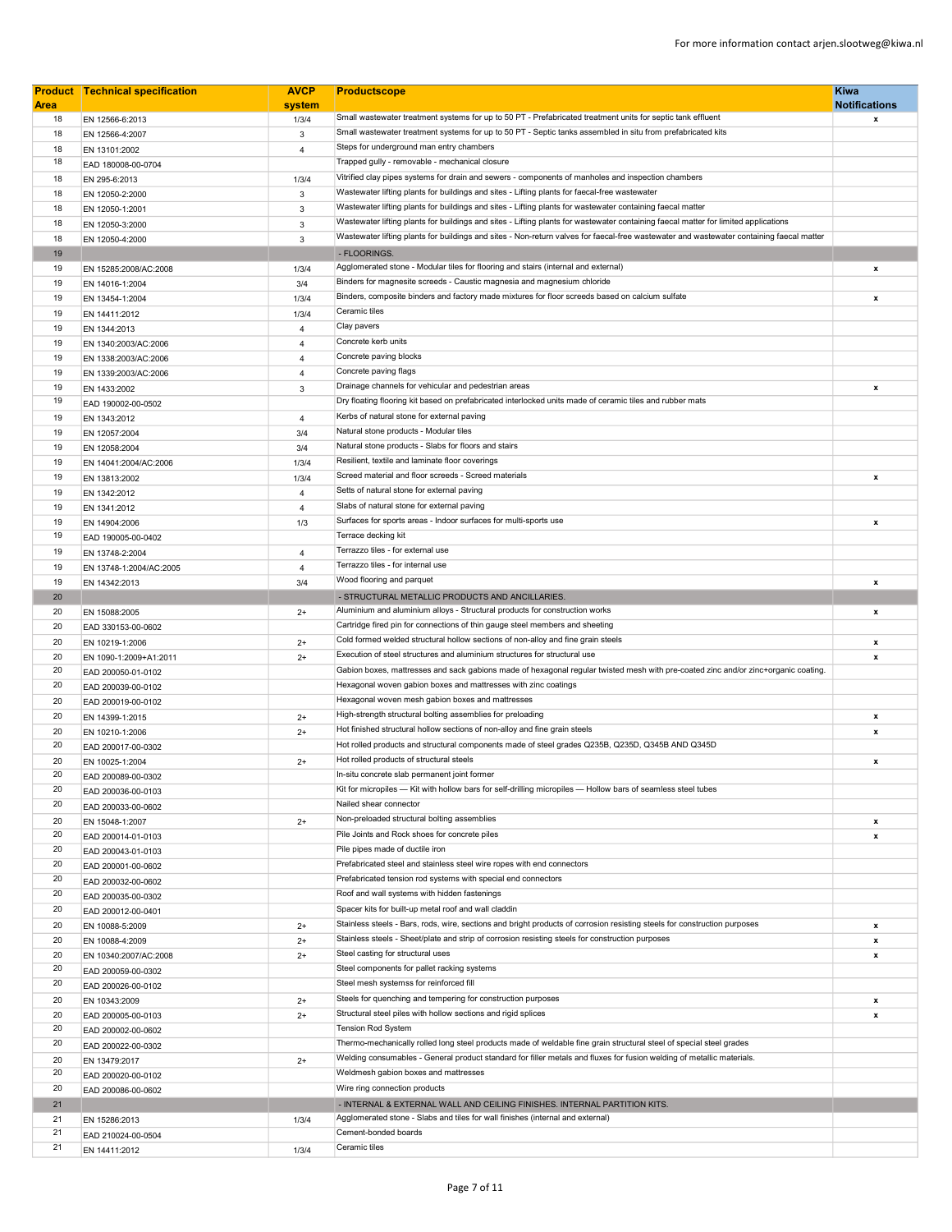For more information contact arjen.slootweg@kiwa.nl

| Product Area | Technical specification | AVCP system | Productscope | Kiwa Notifications |
|---|---|---|---|---|
| 18 | EN 12566-6:2013 | 1/3/4 | Small wastewater treatment systems for up to 50 PT - Prefabricated treatment units for septic tank effluent | x |
| 18 | EN 12566-4:2007 | 3 | Small wastewater treatment systems for up to 50 PT - Septic tanks assembled in situ from prefabricated kits | |
| 18 | EN 13101:2002 | 4 | Steps for underground man entry chambers | |
| 18 | EAD 180008-00-0704 | | Trapped gully - removable - mechanical closure | |
| 18 | EN 295-6:2013 | 1/3/4 | Vitrified clay pipes systems for drain and sewers - components of manholes and inspection chambers | |
| 18 | EN 12050-2:2000 | 3 | Wastewater lifting plants for buildings and sites - Lifting plants for faecal-free wastewater | |
| 18 | EN 12050-1:2001 | 3 | Wastewater lifting plants for buildings and sites - Lifting plants for wastewater containing faecal matter | |
| 18 | EN 12050-3:2000 | 3 | Wastewater lifting plants for buildings and sites - Lifting plants for wastewater containing faecal matter for limited applications | |
| 18 | EN 12050-4:2000 | 3 | Wastewater lifting plants for buildings and sites - Non-return valves for faecal-free wastewater and wastewater containing faecal matter | |
| 19 | | | - FLOORINGS. | |
| 19 | EN 15285:2008/AC:2008 | 1/3/4 | Agglomerated stone - Modular tiles for flooring and stairs (internal and external) | x |
| 19 | EN 14016-1:2004 | 3/4 | Binders for magnesite screeds - Caustic magnesia and magnesium chloride | |
| 19 | EN 13454-1:2004 | 1/3/4 | Binders, composite binders and factory made mixtures for floor screeds based on calcium sulfate | x |
| 19 | EN 14411:2012 | 1/3/4 | Ceramic tiles | |
| 19 | EN 1344:2013 | 4 | Clay pavers | |
| 19 | EN 1340:2003/AC:2006 | 4 | Concrete kerb units | |
| 19 | EN 1338:2003/AC:2006 | 4 | Concrete paving blocks | |
| 19 | EN 1339:2003/AC:2006 | 4 | Concrete paving flags | |
| 19 | EN 1433:2002 | 3 | Drainage channels for vehicular and pedestrian areas | x |
| 19 | EAD 190002-00-0502 | | Dry floating flooring kit based on prefabricated interlocked units made of ceramic tiles and rubber mats | |
| 19 | EN 1343:2012 | 4 | Kerbs of natural stone for external paving | |
| 19 | EN 12057:2004 | 3/4 | Natural stone products - Modular tiles | |
| 19 | EN 12058:2004 | 3/4 | Natural stone products - Slabs for floors and stairs | |
| 19 | EN 14041:2004/AC:2006 | 1/3/4 | Resilient, textile and laminate floor coverings | |
| 19 | EN 13813:2002 | 1/3/4 | Screed material and floor screeds - Screed materials | x |
| 19 | EN 1342:2012 | 4 | Setts of natural stone for external paving | |
| 19 | EN 1341:2012 | 4 | Slabs of natural stone for external paving | |
| 19 | EN 14904:2006 | 1/3 | Surfaces for sports areas - Indoor surfaces for multi-sports use | x |
| 19 | EAD 190005-00-0402 | | Terrace decking kit | |
| 19 | EN 13748-2:2004 | 4 | Terrazzo tiles - for external use | |
| 19 | EN 13748-1:2004/AC:2005 | 4 | Terrazzo tiles - for internal use | |
| 19 | EN 14342:2013 | 3/4 | Wood flooring and parquet | x |
| 20 | | | - STRUCTURAL METALLIC PRODUCTS AND ANCILLARIES. | |
| 20 | EN 15088:2005 | 2+ | Aluminium and aluminium alloys - Structural products for construction works | x |
| 20 | EAD 330153-00-0602 | | Cartridge fired pin for connections of thin gauge steel members and sheeting | |
| 20 | EN 10219-1:2006 | 2+ | Cold formed welded structural hollow sections of non-alloy and fine grain steels | x |
| 20 | EN 1090-1:2009+A1:2011 | 2+ | Execution of steel structures and aluminium structures for structural use | x |
| 20 | EAD 200050-01-0102 | | Gabion boxes, mattresses and sack gabions made of hexagonal regular twisted mesh with pre-coated zinc and/or zinc+organic coating. | |
| 20 | EAD 200039-00-0102 | | Hexagonal woven gabion boxes and mattresses with zinc coatings | |
| 20 | EAD 200019-00-0102 | | Hexagonal woven mesh gabion boxes and mattresses | |
| 20 | EN 14399-1:2015 | 2+ | High-strength structural bolting assemblies for preloading | x |
| 20 | EN 10210-1:2006 | 2+ | Hot finished structural hollow sections of non-alloy and fine grain steels | x |
| 20 | EAD 200017-00-0302 | | Hot rolled products and structural components made of steel grades Q235B, Q235D, Q345B AND Q345D | |
| 20 | EN 10025-1:2004 | 2+ | Hot rolled products of structural steels | x |
| 20 | EAD 200089-00-0302 | | In-situ concrete slab permanent joint former | |
| 20 | EAD 200036-00-0103 | | Kit for micropiles — Kit with hollow bars for self-drilling micropiles — Hollow bars of seamless steel tubes | |
| 20 | EAD 200033-00-0602 | | Nailed shear connector | |
| 20 | EN 15048-1:2007 | 2+ | Non-preloaded structural bolting assemblies | x |
| 20 | EAD 200014-01-0103 | | Pile Joints and Rock shoes for concrete piles | x |
| 20 | EAD 200043-01-0103 | | Pile pipes made of ductile iron | |
| 20 | EAD 200001-00-0602 | | Prefabricated steel and stainless steel wire ropes with end connectors | |
| 20 | EAD 200032-00-0602 | | Prefabricated tension rod systems with special end connectors | |
| 20 | EAD 200035-00-0302 | | Roof and wall systems with hidden fastenings | |
| 20 | EAD 200012-00-0401 | | Spacer kits for built-up metal roof and wall claddin | |
| 20 | EN 10088-5:2009 | 2+ | Stainless steels - Bars, rods, wire, sections and bright products of corrosion resisting steels for construction purposes | x |
| 20 | EN 10088-4:2009 | 2+ | Stainless steels - Sheet/plate and strip of corrosion resisting steels for construction purposes | x |
| 20 | EN 10340:2007/AC:2008 | 2+ | Steel casting for structural uses | x |
| 20 | EAD 200059-00-0302 | | Steel components for pallet racking systems | |
| 20 | EAD 200026-00-0102 | | Steel mesh systemss for reinforced fill | |
| 20 | EN 10343:2009 | 2+ | Steels for quenching and tempering for construction purposes | x |
| 20 | EAD 200005-00-0103 | 2+ | Structural steel piles with hollow sections and rigid splices | x |
| 20 | EAD 200002-00-0602 | | Tension Rod System | |
| 20 | EAD 200022-00-0302 | | Thermo-mechanically rolled long steel products made of weldable fine grain structural steel of special steel grades | |
| 20 | EN 13479:2017 | 2+ | Welding consumables - General product standard for filler metals and fluxes for fusion welding of metallic materials. | |
| 20 | EAD 200020-00-0102 | | Weldmesh gabion boxes and mattresses | |
| 20 | EAD 200086-00-0602 | | Wire ring connection products | |
| 21 | | | - INTERNAL & EXTERNAL WALL AND CEILING FINISHES. INTERNAL PARTITION KITS. | |
| 21 | EN 15286:2013 | 1/3/4 | Agglomerated stone - Slabs and tiles for wall finishes (internal and external) | |
| 21 | EAD 210024-00-0504 | | Cement-bonded boards | |
| 21 | EN 14411:2012 | 1/3/4 | Ceramic tiles | |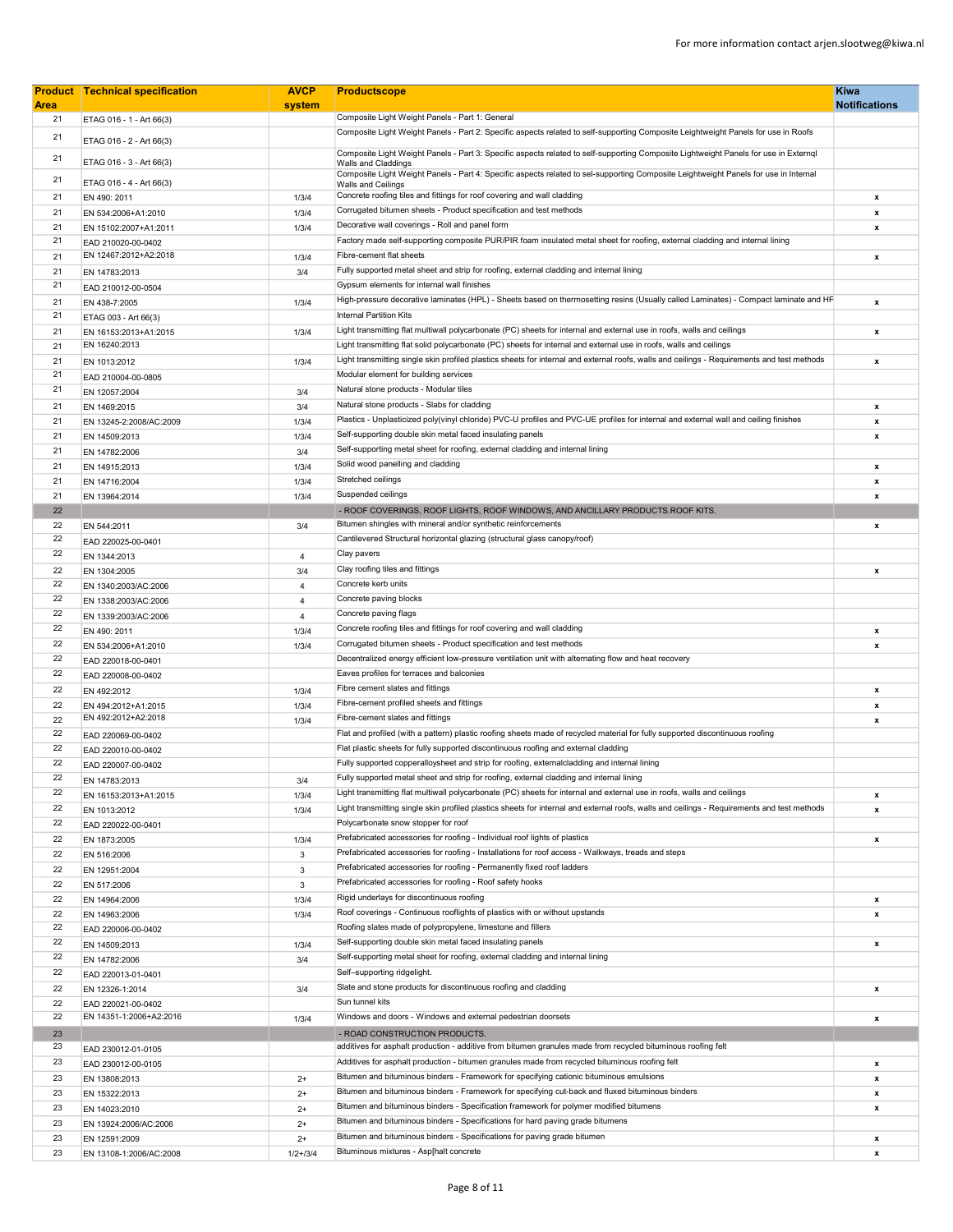For more information contact arjen.slootweg@kiwa.nl

| Product Area | Technical specification | AVCP system | Productscope | Kiwa Notifications |
|---|---|---|---|---|
| 21 | ETAG 016 - 1 - Art 66(3) | | Composite Light Weight Panels - Part 1: General | |
| 21 | ETAG 016 - 2 - Art 66(3) | | Composite Light Weight Panels - Part 2: Specific aspects related to self-supporting Composite Leightweight Panels for use in Roofs | |
| 21 | ETAG 016 - 3 - Art 66(3) | | Composite Light Weight Panels - Part 3: Specific aspects related to self-supporting Composite Leightweight Panels for use in Externql Walls and Claddings | |
| 21 | ETAG 016 - 4 - Art 66(3) | | Composite Light Weight Panels - Part 4: Specific aspects related to sel-supporting Composite Leightweight Panels for use in Internal Walls and Ceilings | |
| 21 | EN 490: 2011 | 1/3/4 | Concrete roofing tiles and fittings for roof covering and wall cladding | x |
| 21 | EN 534:2006+A1:2010 | 1/3/4 | Corrugated bitumen sheets - Product specification and test methods | x |
| 21 | EN 15102:2007+A1:2011 | 1/3/4 | Decorative wall coverings - Roll and panel form | x |
| 21 | EAD 210020-00-0402 | | Factory made self-supporting composite PUR/PIR foam insulated metal sheet for roofing, external cladding and internal lining | |
| 21 | EN 12467:2012+A2:2018 | 1/3/4 | Fibre-cement flat sheets | x |
| 21 | EN 14783:2013 | 3/4 | Fully supported metal sheet and strip for roofing, external cladding and internal lining | |
| 21 | EAD 210012-00-0504 | | Gypsum elements for internal wall finishes | |
| 21 | EN 438-7:2005 | 1/3/4 | High-pressure decorative laminates (HPL) - Sheets based on thermosetting resins (Usually called Laminates) - Compact laminate and HF | x |
| 21 | ETAG 003 - Art 66(3) | | Internal Partition Kits | |
| 21 | EN 16153:2013+A1:2015 | 1/3/4 | Light transmitting flat multiwall polycarbonate (PC) sheets for internal and external use in roofs, walls and ceilings | x |
| 21 | EN 16240:2013 | | Light transmitting flat solid polycarbonate (PC) sheets for internal and external use in roofs, walls and ceilings | |
| 21 | EN 1013:2012 | 1/3/4 | Light transmitting single skin profiled plastics sheets for internal and external roofs, walls and ceilings - Requirements and test methods | x |
| 21 | EAD 210004-00-0805 | | Modular element for building services | |
| 21 | EN 12057:2004 | 3/4 | Natural stone products - Modular tiles | |
| 21 | EN 1469:2015 | 3/4 | Natural stone products - Slabs for cladding | x |
| 21 | EN 13245-2:2008/AC:2009 | 1/3/4 | Plastics - Unplasticized poly(vinyl chloride) PVC-U profiles and PVC-UE profiles for internal and external wall and ceiling finishes | x |
| 21 | EN 14509:2013 | 1/3/4 | Self-supporting double skin metal faced insulating panels | x |
| 21 | EN 14782:2006 | 3/4 | Self-supporting metal sheet for roofing, external cladding and internal lining | |
| 21 | EN 14915:2013 | 1/3/4 | Solid wood panelling and cladding | x |
| 21 | EN 14716:2004 | 1/3/4 | Stretched ceilings | x |
| 21 | EN 13964:2014 | 1/3/4 | Suspended ceilings | x |
| 22 | | | - ROOF COVERINGS, ROOF LIGHTS, ROOF WINDOWS, AND ANCILLARY PRODUCTS.ROOF KITS. | |
| 22 | EN 544:2011 | 3/4 | Bitumen shingles with mineral and/or synthetic reinforcements | x |
| 22 | EAD 220025-00-0401 | | Cantilevered Structural horizontal glazing (structural glass canopy/roof) | |
| 22 | EN 1344:2013 | 4 | Clay pavers | |
| 22 | EN 1304:2005 | 3/4 | Clay roofing tiles and fittings | x |
| 22 | EN 1340:2003/AC:2006 | 4 | Concrete kerb units | |
| 22 | EN 1338:2003/AC:2006 | 4 | Concrete paving blocks | |
| 22 | EN 1339:2003/AC:2006 | 4 | Concrete paving flags | |
| 22 | EN 490: 2011 | 1/3/4 | Concrete roofing tiles and fittings for roof covering and wall cladding | x |
| 22 | EN 534:2006+A1:2010 | 1/3/4 | Corrugated bitumen sheets - Product specification and test methods | x |
| 22 | EAD 220018-00-0401 | | Decentralized energy efficient low-pressure ventilation unit with alternating flow and heat recovery | |
| 22 | EAD 220008-00-0402 | | Eaves profiles for terraces and balconies | |
| 22 | EN 492:2012 | 1/3/4 | Fibre cement slates and fittings | x |
| 22 | EN 494:2012+A1:2015 | 1/3/4 | Fibre-cement profiled sheets and fittings | x |
| 22 | EN 492:2012+A2:2018 | 1/3/4 | Fibre-cement slates and fittings | x |
| 22 | EAD 220069-00-0402 | | Flat and profiled (with a pattern) plastic roofing sheets made of recycled material for fully supported discontinuous roofing | |
| 22 | EAD 220010-00-0402 | | Flat plastic sheets for fully supported discontinuous roofing and external cladding | |
| 22 | EAD 220007-00-0402 | | Fully supported copperalloysheet and strip for roofing, externalcladding and internal lining | |
| 22 | EN 14783:2013 | 3/4 | Fully supported metal sheet and strip for roofing, external cladding and internal lining | |
| 22 | EN 16153:2013+A1:2015 | 1/3/4 | Light transmitting flat multiwall polycarbonate (PC) sheets for internal and external use in roofs, walls and ceilings | x |
| 22 | EN 1013:2012 | 1/3/4 | Light transmitting single skin profiled plastics sheets for internal and external roofs, walls and ceilings - Requirements and test methods | x |
| 22 | EAD 220022-00-0401 | | Polycarbonate snow stopper for roof | |
| 22 | EN 1873:2005 | 1/3/4 | Prefabricated accessories for roofing - Individual roof lights of plastics | x |
| 22 | EN 516:2006 | 3 | Prefabricated accessories for roofing - Installations for roof access - Walkways, treads and steps | |
| 22 | EN 12951:2004 | 3 | Prefabricated accessories for roofing - Permanently fixed roof ladders | |
| 22 | EN 517:2006 | 3 | Prefabricated accessories for roofing - Roof safety hooks | |
| 22 | EN 14964:2006 | 1/3/4 | Rigid underlays for discontinuous roofing | x |
| 22 | EN 14963:2006 | 1/3/4 | Roof coverings - Continuous rooflights of plastics with or without upstands | x |
| 22 | EAD 220006-00-0402 | | Roofing slates made of polypropylene, limestone and fillers | |
| 22 | EN 14509:2013 | 1/3/4 | Self-supporting double skin metal faced insulating panels | x |
| 22 | EN 14782:2006 | 3/4 | Self-supporting metal sheet for roofing, external cladding and internal lining | |
| 22 | EAD 220013-01-0401 | | Self–supporting ridgelight. | |
| 22 | EN 12326-1:2014 | 3/4 | Slate and stone products for discontinuous roofing and cladding | x |
| 22 | EAD 220021-00-0402 | | Sun tunnel kits | |
| 22 | EN 14351-1:2006+A2:2016 | 1/3/4 | Windows and doors - Windows and external pedestrian doorsets | x |
| 23 | | | - ROAD CONSTRUCTION PRODUCTS. | |
| 23 | EAD 230012-01-0105 | | additives for asphalt production - additive from bitumen granules made from recycled bituminous roofing felt | |
| 23 | EAD 230012-00-0105 | | Additives for asphalt production - bitumen granules made from recycled bituminous roofing felt | x |
| 23 | EN 13808:2013 | 2+ | Bitumen and bituminous binders - Framework for specifying cationic bituminous emulsions | x |
| 23 | EN 15322:2013 | 2+ | Bitumen and bituminous binders - Framework for specifying cut-back and fluxed bituminous binders | x |
| 23 | EN 14023:2010 | 2+ | Bitumen and bituminous binders - Specification framework for polymer modified bitumens | x |
| 23 | EN 13924:2006/AC:2006 | 2+ | Bitumen and bituminous binders - Specifications for hard paving grade bitumens | |
| 23 | EN 12591:2009 | 2+ | Bitumen and bituminous binders - Specifications for paving grade bitumen | x |
| 23 | EN 13108-1:2006/AC:2008 | 1/2+/3/4 | Bituminous mixtures - Asp[halt concrete | x |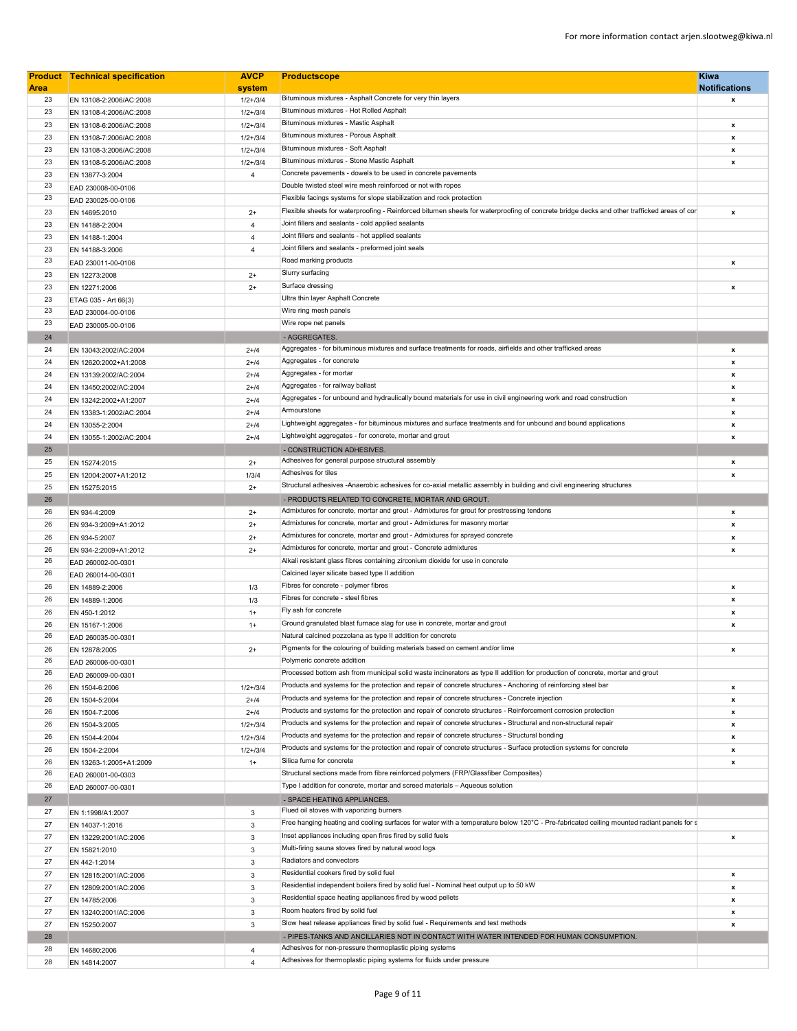| Product Area | Technical specification | AVCP system | Productscope | Kiwa Notifications |
|---|---|---|---|---|
| 23 | EN 13108-2:2006/AC:2008 | 1/2+/3/4 | Bituminous mixtures - Asphalt Concrete for very thin layers | x |
| 23 | EN 13108-4:2006/AC:2008 | 1/2+/3/4 | Bituminous mixtures - Hot Rolled Asphalt | |
| 23 | EN 13108-6:2006/AC:2008 | 1/2+/3/4 | Bituminous mixtures - Mastic Asphalt | x |
| 23 | EN 13108-7:2006/AC:2008 | 1/2+/3/4 | Bituminous mixtures - Porous Asphalt | x |
| 23 | EN 13108-3:2006/AC:2008 | 1/2+/3/4 | Bituminous mixtures - Soft Asphalt | x |
| 23 | EN 13108-5:2006/AC:2008 | 1/2+/3/4 | Bituminous mixtures - Stone Mastic Asphalt | x |
| 23 | EN 13877-3:2004 | 4 | Concrete pavements - dowels to be used in concrete pavements | |
| 23 | EAD 230008-00-0106 | | Double twisted steel wire mesh reinforced or not with ropes | |
| 23 | EAD 230025-00-0106 | | Flexible facings systems for slope stabilization and rock protection | |
| 23 | EN 14695:2010 | 2+ | Flexible sheets for waterproofing - Reinforced bitumen sheets for waterproofing of concrete bridge decks and other trafficked areas of cor | x |
| 23 | EN 14188-2:2004 | 4 | Joint fillers and sealants - cold applied sealants | |
| 23 | EN 14188-1:2004 | 4 | Joint fillers and sealants - hot applied sealants | |
| 23 | EN 14188-3:2006 | 4 | Joint fillers and sealants - preformed joint seals | |
| 23 | EAD 230011-00-0106 | | Road marking products | x |
| 23 | EN 12273:2008 | 2+ | Slurry surfacing | |
| 23 | EN 12271:2006 | 2+ | Surface dressing | x |
| 23 | ETAG 035 - Art 66(3) | | Ultra thin layer Asphalt Concrete | |
| 23 | EAD 230004-00-0106 | | Wire ring mesh panels | |
| 23 | EAD 230005-00-0106 | | Wire rope net panels | |
| 24 | | | - AGGREGATES. | |
| 24 | EN 13043:2002/AC:2004 | 2+/4 | Aggregates - for bituminous mixtures and surface treatments for roads, airfields and other trafficked areas | x |
| 24 | EN 12620:2002+A1:2008 | 2+/4 | Aggregates - for concrete | x |
| 24 | EN 13139:2002/AC:2004 | 2+/4 | Aggregates - for mortar | x |
| 24 | EN 13450:2002/AC:2004 | 2+/4 | Aggregates - for railway ballast | x |
| 24 | EN 13242:2002+A1:2007 | 2+/4 | Aggregates - for unbound and hydraulically bound materials for use in civil engineering work and road construction | x |
| 24 | EN 13383-1:2002/AC:2004 | 2+/4 | Armourstone | x |
| 24 | EN 13055-2:2004 | 2+/4 | Lightweight aggregates - for bituminous mixtures and surface treatments and for unbound and bound applications | x |
| 24 | EN 13055-1:2002/AC:2004 | 2+/4 | Lightweight aggregates - for concrete, mortar and grout | x |
| 25 | | | - CONSTRUCTION ADHESIVES. | |
| 25 | EN 15274:2015 | 2+ | Adhesives for general purpose structural assembly | x |
| 25 | EN 12004:2007+A1:2012 | 1/3/4 | Adhesives for tiles | x |
| 25 | EN 15275:2015 | 2+ | Structural adhesives -Anaerobic adhesives for co-axial metallic assembly in building and civil engineering structures | |
| 26 | | | - PRODUCTS RELATED TO CONCRETE, MORTAR AND GROUT. | |
| 26 | EN 934-4:2009 | 2+ | Admixtures for concrete, mortar and grout - Admixtures for grout for prestressing tendons | x |
| 26 | EN 934-3:2009+A1:2012 | 2+ | Admixtures for concrete, mortar and grout - Admixtures for masonry mortar | x |
| 26 | EN 934-5:2007 | 2+ | Admixtures for concrete, mortar and grout - Admixtures for sprayed concrete | x |
| 26 | EN 934-2:2009+A1:2012 | 2+ | Admixtures for concrete, mortar and grout - Concrete admixtures | x |
| 26 | EAD 260002-00-0301 | | Alkali resistant glass fibres containing zirconium dioxide for use in concrete | |
| 26 | EAD 260014-00-0301 | | Calcined layer silicate based type II addition | |
| 26 | EN 14889-2:2006 | 1/3 | Fibres for concrete - polymer fibres | x |
| 26 | EN 14889-1:2006 | 1/3 | Fibres for concrete - steel fibres | x |
| 26 | EN 450-1:2012 | 1+ | Fly ash for concrete | x |
| 26 | EN 15167-1:2006 | 1+ | Ground granulated blast furnace slag for use in concrete, mortar and grout | x |
| 26 | EAD 260035-00-0301 | | Natural calcined pozzolana as type II addition for concrete | |
| 26 | EN 12878:2005 | 2+ | Pigments for the colouring of building materials based on cement and/or lime | x |
| 26 | EAD 260006-00-0301 | | Polymeric concrete addition | |
| 26 | EAD 260009-00-0301 | | Processed bottom ash from municipal solid waste incinerators as type II addition for production of concrete, mortar and grout | |
| 26 | EN 1504-6:2006 | 1/2+/3/4 | Products and systems for the protection and repair of concrete structures - Anchoring of reinforcing steel bar | x |
| 26 | EN 1504-5:2004 | 2+/4 | Products and systems for the protection and repair of concrete structures - Concrete injection | x |
| 26 | EN 1504-7:2006 | 2+/4 | Products and systems for the protection and repair of concrete structures - Reinforcement corrosion protection | x |
| 26 | EN 1504-3:2005 | 1/2+/3/4 | Products and systems for the protection and repair of concrete structures - Structural and non-structural repair | x |
| 26 | EN 1504-4:2004 | 1/2+/3/4 | Products and systems for the protection and repair of concrete structures - Structural bonding | x |
| 26 | EN 1504-2:2004 | 1/2+/3/4 | Products and systems for the protection and repair of concrete structures - Surface protection systems for concrete | x |
| 26 | EN 13263-1:2005+A1:2009 | 1+ | Silica fume for concrete | x |
| 26 | EAD 260001-00-0303 | | Structural sections made from fibre reinforced polymers (FRP/Glassfiber Composites) | |
| 26 | EAD 260007-00-0301 | | Type I addition for concrete, mortar and screed materials – Aqueous solution | |
| 27 | | | - SPACE HEATING APPLIANCES. | |
| 27 | EN 1:1998/A1:2007 | 3 | Flued oil stoves with vaporizing burners | |
| 27 | EN 14037-1:2016 | 3 | Free hanging heating and cooling surfaces for water with a temperature below 120°C - Pre-fabricated ceiling mounted radiant panels for s | |
| 27 | EN 13229:2001/AC:2006 | 3 | Inset appliances including open fires fired by solid fuels | x |
| 27 | EN 15821:2010 | 3 | Multi-firing sauna stoves fired by natural wood logs | |
| 27 | EN 442-1:2014 | 3 | Radiators and convectors | |
| 27 | EN 12815:2001/AC:2006 | 3 | Residential cookers fired by solid fuel | x |
| 27 | EN 12809:2001/AC:2006 | 3 | Residential independent boilers fired by solid fuel - Nominal heat output up to 50 kW | x |
| 27 | EN 14785:2006 | 3 | Residential space heating appliances fired by wood pellets | x |
| 27 | EN 13240:2001/AC:2006 | 3 | Room heaters fired by solid fuel | x |
| 27 | EN 15250:2007 | 3 | Slow heat release appliances fired by solid fuel - Requirements and test methods | x |
| 28 | | | - PIPES-TANKS AND ANCILLARIES NOT IN CONTACT WITH WATER INTENDED FOR HUMAN CONSUMPTION. | |
| 28 | EN 14680:2006 | 4 | Adhesives for non-pressure thermoplastic piping systems | |
| 28 | EN 14814:2007 | 4 | Adhesives for thermoplastic piping systems for fluids under pressure | |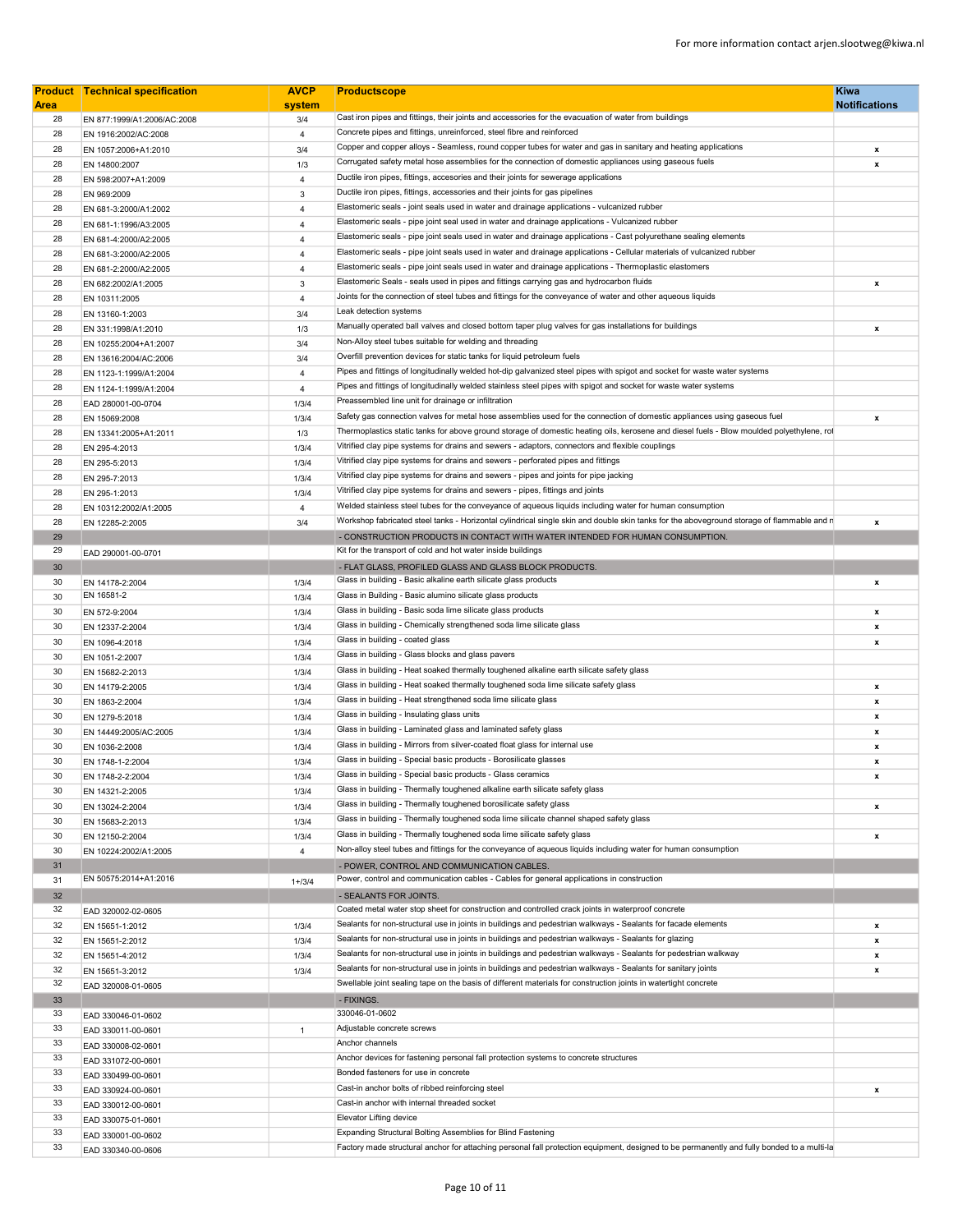| Product Area | Technical specification | AVCP system | Productscope | Kiwa Notifications |
|---|---|---|---|---|
| 28 | EN 877:1999/A1:2006/AC:2008 | 3/4 | Cast iron pipes and fittings, their joints and accessories for the evacuation of water from buildings | |
| 28 | EN 1916:2002/AC:2008 | 4 | Concrete pipes and fittings, unreinforced, steel fibre and reinforced | |
| 28 | EN 1057:2006+A1:2010 | 3/4 | Copper and copper alloys - Seamless, round copper tubes for water and gas in sanitary and heating applications | x |
| 28 | EN 14800:2007 | 1/3 | Corrugated safety metal hose assemblies for the connection of domestic appliances using gaseous fuels | x |
| 28 | EN 598:2007+A1:2009 | 4 | Ductile iron pipes, fittings, accesories and their joints for sewerage applications | |
| 28 | EN 969:2009 | 3 | Ductile iron pipes, fittings, accessories and their joints for gas pipelines | |
| 28 | EN 681-3:2000/A1:2002 | 4 | Elastomeric seals - joint seals used in water and drainage applications - vulcanized rubber | |
| 28 | EN 681-1:1996/A3:2005 | 4 | Elastomeric seals - pipe joint seal used in water and drainage applications - Vulcanized rubber | |
| 28 | EN 681-4:2000/A2:2005 | 4 | Elastomeric seals - pipe joint seals used in water and drainage applications - Cast polyurethane sealing elements | |
| 28 | EN 681-3:2000/A2:2005 | 4 | Elastomeric seals - pipe joint seals used in water and drainage applications - Cellular materials of vulcanized rubber | |
| 28 | EN 681-2:2000/A2:2005 | 4 | Elastomeric seals - pipe joint seals used in water and drainage applications - Thermoplastic elastomers | |
| 28 | EN 682:2002/A1:2005 | 3 | Elastomeric Seals - seals used in pipes and fittings carrying gas and hydrocarbon fluids | x |
| 28 | EN 10311:2005 | 4 | Joints for the connection of steel tubes and fittings for the conveyance of water and other aqueous liquids | |
| 28 | EN 13160-1:2003 | 3/4 | Leak detection systems | |
| 28 | EN 331:1998/A1:2010 | 1/3 | Manually operated ball valves and closed bottom taper plug valves for gas installations for buildings | x |
| 28 | EN 10255:2004+A1:2007 | 3/4 | Non-Alloy steel tubes suitable for welding and threading | |
| 28 | EN 13616:2004/AC:2006 | 3/4 | Overfill prevention devices for static tanks for liquid petroleum fuels | |
| 28 | EN 1123-1:1999/A1:2004 | 4 | Pipes and fittings of longitudinally welded hot-dip galvanized steel pipes with spigot and socket for waste water systems | |
| 28 | EN 1124-1:1999/A1:2004 | 4 | Pipes and fittings of longitudinally welded stainless steel pipes with spigot and socket for waste water systems | |
| 28 | EAD 280001-00-0704 | 1/3/4 | Preassembled line unit for drainage or infiltration | |
| 28 | EN 15069:2008 | 1/3/4 | Safety gas connection valves for metal hose assemblies used for the connection of domestic appliances using gaseous fuel | x |
| 28 | EN 13341:2005+A1:2011 | 1/3 | Thermoplastics static tanks for above ground storage of domestic heating oils, kerosene and diesel fuels - Blow moulded polyethylene, rot | |
| 28 | EN 295-4:2013 | 1/3/4 | Vitrified clay pipe systems for drains and sewers - adaptors, connectors and flexible couplings | |
| 28 | EN 295-5:2013 | 1/3/4 | Vitrified clay pipe systems for drains and sewers - perforated pipes and fittings | |
| 28 | EN 295-7:2013 | 1/3/4 | Vitrified clay pipe systems for drains and sewers - pipes and joints for pipe jacking | |
| 28 | EN 295-1:2013 | 1/3/4 | Vitrified clay pipe systems for drains and sewers - pipes, fittings and joints | |
| 28 | EN 10312:2002/A1:2005 | 4 | Welded stainless steel tubes for the conveyance of aqueous liquids including water for human consumption | |
| 28 | EN 12285-2:2005 | 3/4 | Workshop fabricated steel tanks - Horizontal cylindrical single skin and double skin tanks for the aboveground storage of flammable and n | x |
| 29 | | | - CONSTRUCTION PRODUCTS IN CONTACT WITH WATER INTENDED FOR HUMAN CONSUMPTION. | |
| 29 | EAD 290001-00-0701 | | Kit for the transport of cold and hot water inside buildings | |
| 30 | | | - FLAT GLASS, PROFILED GLASS AND GLASS BLOCK PRODUCTS. | |
| 30 | EN 14178-2:2004 | 1/3/4 | Glass in building - Basic alkaline earth silicate glass products | x |
| 30 | EN 16581-2 | 1/3/4 | Glass in Building - Basic alumino silicate glass products | |
| 30 | EN 572-9:2004 | 1/3/4 | Glass in building - Basic soda lime silicate glass products | x |
| 30 | EN 12337-2:2004 | 1/3/4 | Glass in building - Chemically strengthened soda lime silicate glass | x |
| 30 | EN 1096-4:2018 | 1/3/4 | Glass in building - coated glass | x |
| 30 | EN 1051-2:2007 | 1/3/4 | Glass in building - Glass blocks and glass pavers | |
| 30 | EN 15682-2:2013 | 1/3/4 | Glass in building - Heat soaked thermally toughened alkaline earth silicate safety glass | |
| 30 | EN 14179-2:2005 | 1/3/4 | Glass in building - Heat soaked thermally toughened soda lime silicate safety glass | x |
| 30 | EN 1863-2:2004 | 1/3/4 | Glass in building - Heat strengthened soda lime silicate glass | x |
| 30 | EN 1279-5:2018 | 1/3/4 | Glass in building - Insulating glass units | x |
| 30 | EN 14449:2005/AC:2005 | 1/3/4 | Glass in building - Laminated glass and laminated safety glass | x |
| 30 | EN 1036-2:2008 | 1/3/4 | Glass in building - Mirrors from silver-coated float glass for internal use | x |
| 30 | EN 1748-1-2:2004 | 1/3/4 | Glass in building - Special basic products - Borosilicate glasses | x |
| 30 | EN 1748-2-2:2004 | 1/3/4 | Glass in building - Special basic products - Glass ceramics | x |
| 30 | EN 14321-2:2005 | 1/3/4 | Glass in building - Thermally toughened alkaline earth silicate safety glass | |
| 30 | EN 13024-2:2004 | 1/3/4 | Glass in building - Thermally toughened borosilicate safety glass | x |
| 30 | EN 15683-2:2013 | 1/3/4 | Glass in building - Thermally toughened soda lime silicate channel shaped safety glass | |
| 30 | EN 12150-2:2004 | 1/3/4 | Glass in building - Thermally toughened soda lime silicate safety glass | x |
| 30 | EN 10224:2002/A1:2005 | 4 | Non-alloy steel tubes and fittings for the conveyance of aqueous liquids including water for human consumption | |
| 31 | | | - POWER, CONTROL AND COMMUNICATION CABLES. | |
| 31 | EN 50575:2014+A1:2016 | 1+/3/4 | Power, control and communication cables - Cables for general applications in construction | |
| 32 | | | - SEALANTS FOR JOINTS. | |
| 32 | EAD 320002-02-0605 | | Coated metal water stop sheet for construction and controlled crack joints in waterproof concrete | |
| 32 | EN 15651-1:2012 | 1/3/4 | Sealants for non-structural use in joints in buildings and pedestrian walkways - Sealants for facade elements | x |
| 32 | EN 15651-2:2012 | 1/3/4 | Sealants for non-structural use in joints in buildings and pedestrian walkways - Sealants for glazing | x |
| 32 | EN 15651-4:2012 | 1/3/4 | Sealants for non-structural use in joints in buildings and pedestrian walkways - Sealants for pedestrian walkway | x |
| 32 | EN 15651-3:2012 | 1/3/4 | Sealants for non-structural use in joints in buildings and pedestrian walkways - Sealants for sanitary joints | x |
| 32 | EAD 320008-01-0605 | | Swellable joint sealing tape on the basis of different materials for construction joints in watertight concrete | |
| 33 | | | - FIXINGS. | |
| 33 | EAD 330046-01-0602 | | 330046-01-0602 | |
| 33 | EAD 330011-00-0601 | 1 | Adjustable concrete screws | |
| 33 | EAD 330008-02-0601 | | Anchor channels | |
| 33 | EAD 331072-00-0601 | | Anchor devices for fastening personal fall protection systems to concrete structures | |
| 33 | EAD 330499-00-0601 | | Bonded fasteners for use in concrete | |
| 33 | EAD 330924-00-0601 | | Cast-in anchor bolts of ribbed reinforcing steel | x |
| 33 | EAD 330012-00-0601 | | Cast-in anchor with internal threaded socket | |
| 33 | EAD 330075-01-0601 | | Elevator Lifting device | |
| 33 | EAD 330001-00-0602 | | Expanding Structural Bolting Assemblies for Blind Fastening | |
| 33 | EAD 330340-00-0606 | | Factory made structural anchor for attaching personal fall protection equipment, designed to be permanently and fully bonded to a multi-la | |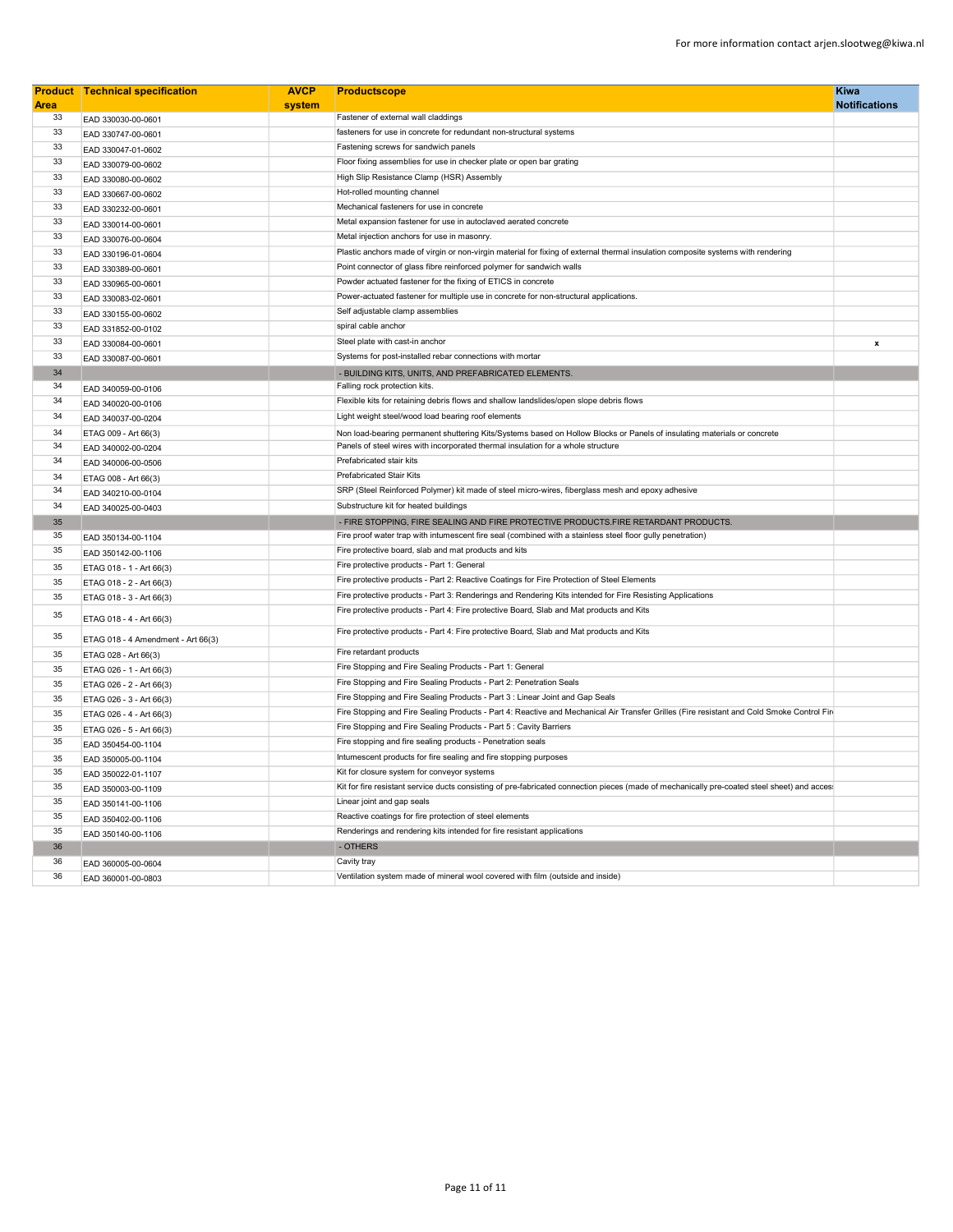| Product Area | Technical specification | AVCP system | Productscope | Kiwa Notifications |
|---|---|---|---|---|
| 33 | EAD 330030-00-0601 | | Fastener of external wall claddings | |
| 33 | EAD 330747-00-0601 | | fasteners for use in concrete for redundant non-structural systems | |
| 33 | EAD 330047-01-0602 | | Fastening screws for sandwich panels | |
| 33 | EAD 330079-00-0602 | | Floor fixing assemblies for use in checker plate or open bar grating | |
| 33 | EAD 330080-00-0602 | | High Slip Resistance Clamp (HSR) Assembly | |
| 33 | EAD 330667-00-0602 | | Hot-rolled mounting channel | |
| 33 | EAD 330232-00-0601 | | Mechanical fasteners for use in concrete | |
| 33 | EAD 330014-00-0601 | | Metal expansion fastener for use in autoclaved aerated concrete | |
| 33 | EAD 330076-00-0604 | | Metal injection anchors for use in masonry. | |
| 33 | EAD 330196-01-0604 | | Plastic anchors made of virgin or non-virgin material for fixing of external thermal insulation composite systems with rendering | |
| 33 | EAD 330389-00-0601 | | Point connector of glass fibre reinforced polymer for sandwich walls | |
| 33 | EAD 330965-00-0601 | | Powder actuated fastener for the fixing of ETICS in concrete | |
| 33 | EAD 330083-02-0601 | | Power-actuated fastener for multiple use in concrete for non-structural applications. | |
| 33 | EAD 330155-00-0602 | | Self adjustable clamp assemblies | |
| 33 | EAD 331852-00-0102 | | spiral cable anchor | |
| 33 | EAD 330084-00-0601 | | Steel plate with cast-in anchor | x |
| 33 | EAD 330087-00-0601 | | Systems for post-installed rebar connections with mortar | |
| 34 | | | - BUILDING KITS, UNITS, AND PREFABRICATED ELEMENTS. | |
| 34 | EAD 340059-00-0106 | | Falling rock protection kits. | |
| 34 | EAD 340020-00-0106 | | Flexible kits for retaining debris flows and shallow landslides/open slope debris flows | |
| 34 | EAD 340037-00-0204 | | Light weight steel/wood load bearing roof elements | |
| 34 | ETAG 009 - Art 66(3) | | Non load-bearing permanent shuttering Kits/Systems based on Hollow Blocks or Panels of insulating materials or concrete | |
| 34 | EAD 340002-00-0204 | | Panels of steel wires with incorporated thermal insulation for a whole structure | |
| 34 | EAD 340006-00-0506 | | Prefabricated stair kits | |
| 34 | ETAG 008 - Art 66(3) | | Prefabricated Stair Kits | |
| 34 | EAD 340210-00-0104 | | SRP (Steel Reinforced Polymer) kit made of steel micro-wires, fiberglass mesh and epoxy adhesive | |
| 34 | EAD 340025-00-0403 | | Substructure kit for heated buildings | |
| 35 | | | - FIRE STOPPING, FIRE SEALING AND FIRE PROTECTIVE PRODUCTS.FIRE RETARDANT PRODUCTS. | |
| 35 | EAD 350134-00-1104 | | Fire proof water trap with intumescent fire seal (combined with a stainless steel floor gully penetration) | |
| 35 | EAD 350142-00-1106 | | Fire protective board, slab and mat products and kits | |
| 35 | ETAG 018 - 1 - Art 66(3) | | Fire protective products - Part 1: General | |
| 35 | ETAG 018 - 2 - Art 66(3) | | Fire protective products - Part 2: Reactive Coatings for Fire Protection of Steel Elements | |
| 35 | ETAG 018 - 3 - Art 66(3) | | Fire protective products - Part 3: Renderings and Rendering Kits intended for Fire Resisting Applications | |
| 35 | ETAG 018 - 4 - Art 66(3) | | Fire protective products - Part 4: Fire protective Board, Slab and Mat products and Kits | |
| 35 | ETAG 018 - 4 Amendment - Art 66(3) | | Fire protective products - Part 4: Fire protective Board, Slab and Mat products and Kits | |
| 35 | ETAG 028 - Art 66(3) | | Fire retardant products | |
| 35 | ETAG 026 - 1 - Art 66(3) | | Fire Stopping and Fire Sealing Products - Part 1: General | |
| 35 | ETAG 026 - 2 - Art 66(3) | | Fire Stopping and Fire Sealing Products - Part 2: Penetration Seals | |
| 35 | ETAG 026 - 3 - Art 66(3) | | Fire Stopping and Fire Sealing Products - Part 3 : Linear Joint and Gap Seals | |
| 35 | ETAG 026 - 4 - Art 66(3) | | Fire Stopping and Fire Sealing Products - Part 4: Reactive and Mechanical Air Transfer Grilles (Fire resistant and Cold Smoke Control Fir | |
| 35 | ETAG 026 - 5 - Art 66(3) | | Fire Stopping and Fire Sealing Products - Part 5 : Cavity Barriers | |
| 35 | EAD 350454-00-1104 | | Fire stopping and fire sealing products - Penetration seals | |
| 35 | EAD 350005-00-1104 | | Intumescent products for fire sealing and fire stopping purposes | |
| 35 | EAD 350022-01-1107 | | Kit for closure system for conveyor systems | |
| 35 | EAD 350003-00-1109 | | Kit for fire resistant service ducts consisting of pre-fabricated connection pieces (made of mechanically pre-coated steel sheet) and acces | |
| 35 | EAD 350141-00-1106 | | Linear joint and gap seals | |
| 35 | EAD 350402-00-1106 | | Reactive coatings for fire protection of steel elements | |
| 35 | EAD 350140-00-1106 | | Renderings and rendering kits intended for fire resistant applications | |
| 36 | | | - OTHERS | |
| 36 | EAD 360005-00-0604 | | Cavity tray | |
| 36 | EAD 360001-00-0803 | | Ventilation system made of mineral wool covered with film (outside and inside) | |